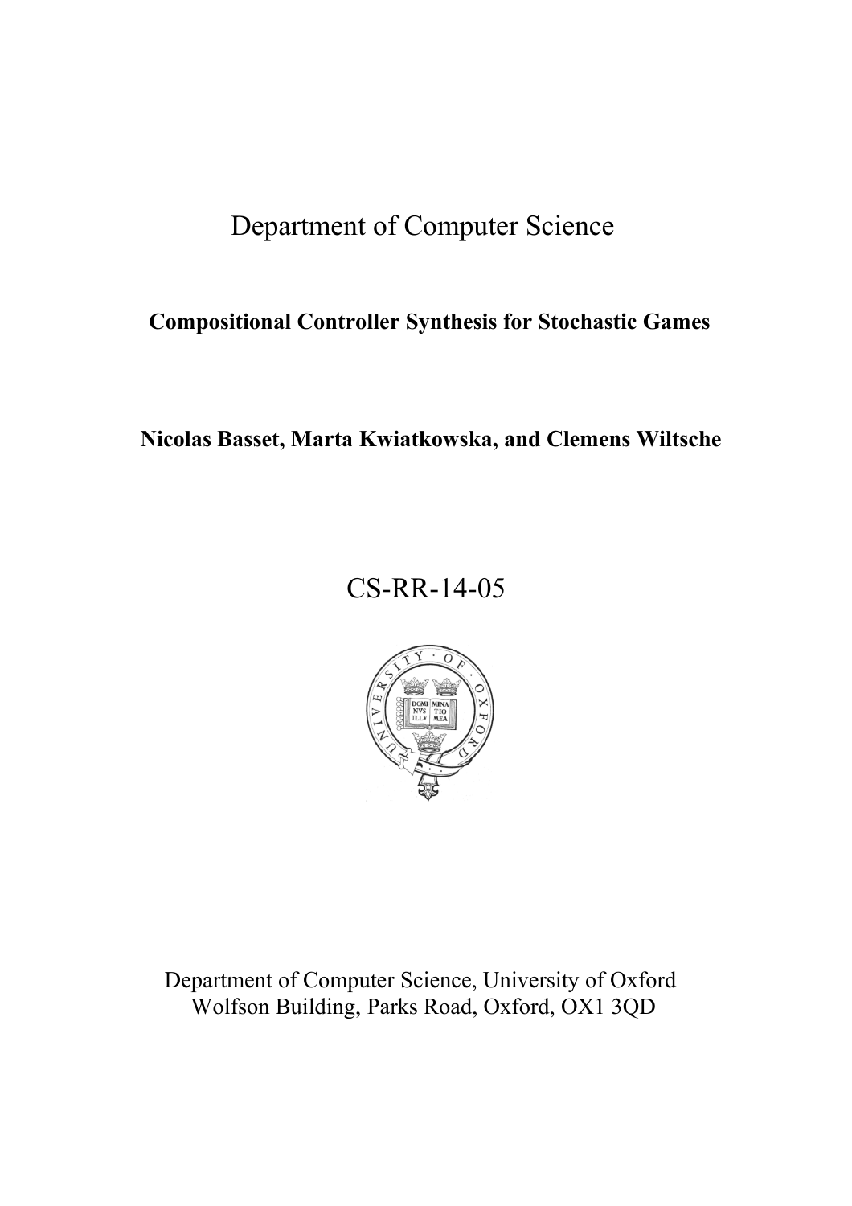# Department of Computer Science

**Compositional Controller Synthesis for Stochastic Games**

**Nicolas Basset, Marta Kwiatkowska, and Clemens Wiltsche**

CS-RR-14-05

Department of Computer Science, University of Oxford
Wolfson Building, Parks Road, Oxford, OX1 3QD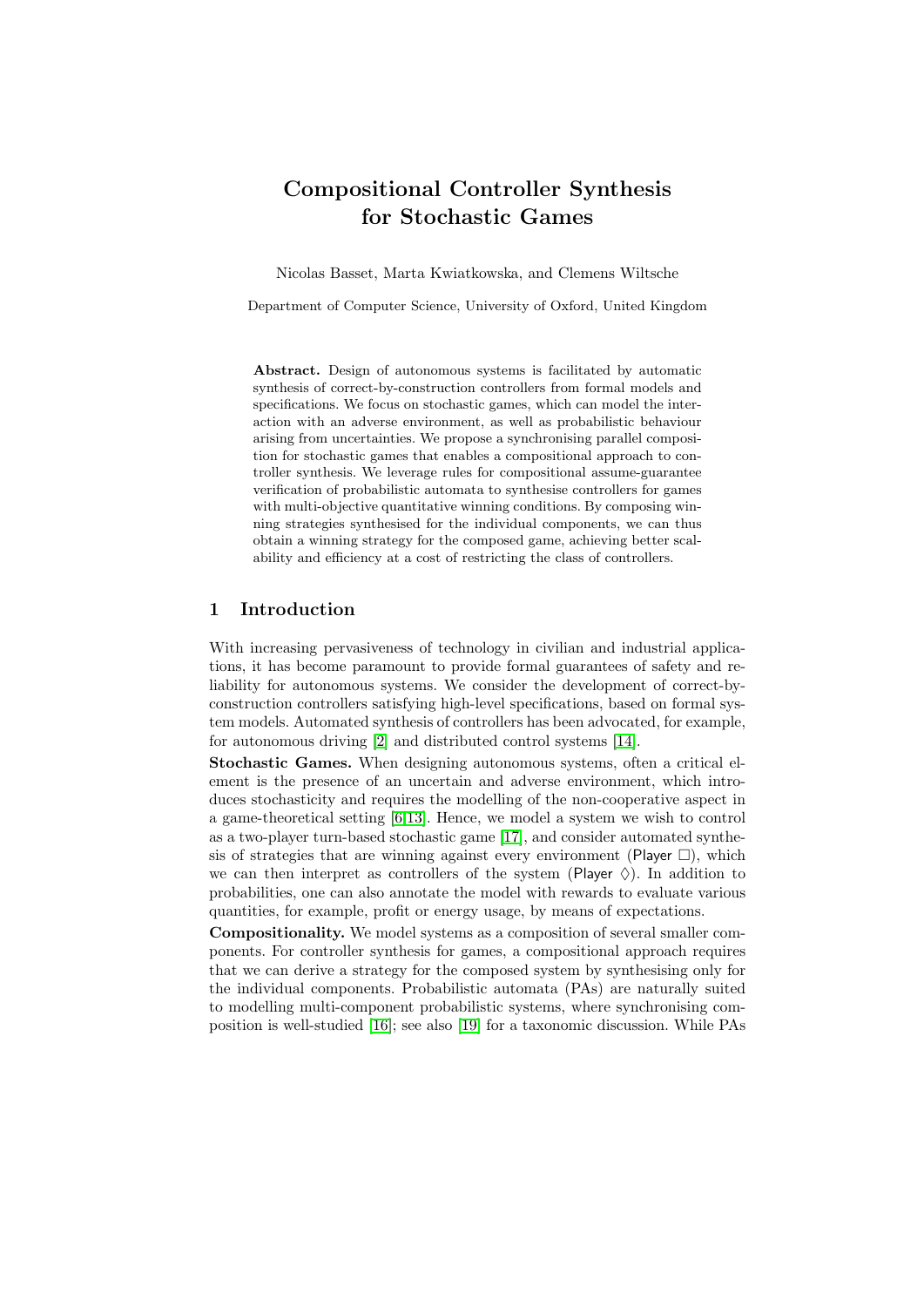# Compositional Controller Synthesis for Stochastic Games

Nicolas Basset, Marta Kwiatkowska, and Clemens Wiltsche

Department of Computer Science, University of Oxford, United Kingdom

**Abstract.** Design of autonomous systems is facilitated by automatic synthesis of correct-by-construction controllers from formal models and specifications. We focus on stochastic games, which can model the interaction with an adverse environment, as well as probabilistic behaviour arising from uncertainties. We propose a synchronising parallel composition for stochastic games that enables a compositional approach to controller synthesis. We leverage rules for compositional assume-guarantee verification of probabilistic automata to synthesise controllers for games with multi-objective quantitative winning conditions. By composing winning strategies synthesised for the individual components, we can thus obtain a winning strategy for the composed game, achieving better scalability and efficiency at a cost of restricting the class of controllers.

## 1 Introduction

With increasing pervasiveness of technology in civilian and industrial applications, it has become paramount to provide formal guarantees of safety and reliability for autonomous systems. We consider the development of correct-by-construction controllers satisfying high-level specifications, based on formal system models. Automated synthesis of controllers has been advocated, for example, for autonomous driving [2] and distributed control systems [14].

**Stochastic Games.** When designing autonomous systems, often a critical element is the presence of an uncertain and adverse environment, which introduces stochasticity and requires the modelling of the non-cooperative aspect in a game-theoretical setting [6,13]. Hence, we model a system we wish to control as a two-player turn-based stochastic game [17], and consider automated synthesis of strategies that are winning against every environment (Player $\Box$), which we can then interpret as controllers of the system (Player $\Diamond$). In addition to probabilities, one can also annotate the model with rewards to evaluate various quantities, for example, profit or energy usage, by means of expectations.

**Compositionality.** We model systems as a composition of several smaller components. For controller synthesis for games, a compositional approach requires that we can derive a strategy for the composed system by synthesising only for the individual components. Probabilistic automata (PAs) are naturally suited to modelling multi-component probabilistic systems, where synchronising composition is well-studied [16]; see also [19] for a taxonomic discussion. While PAs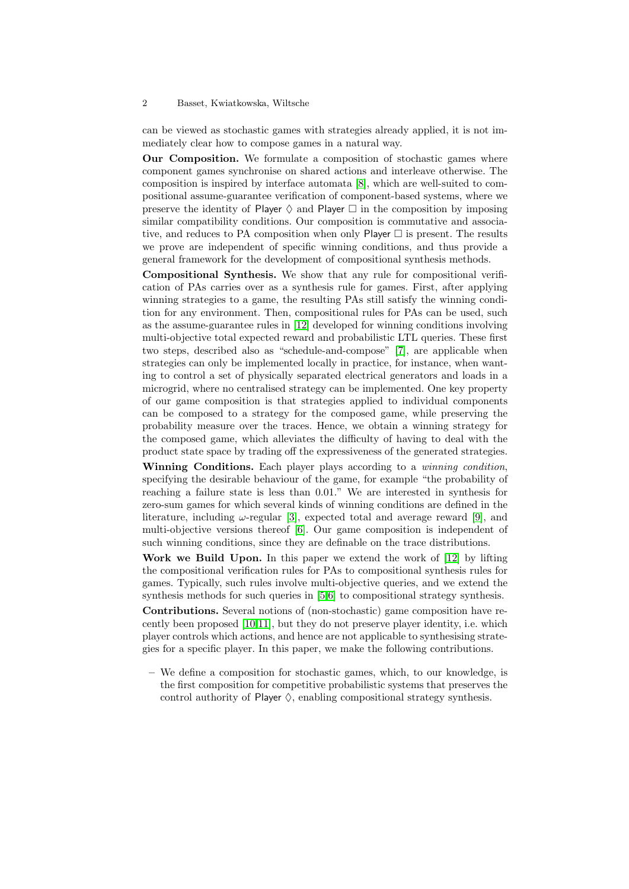can be viewed as stochastic games with strategies already applied, it is not immediately clear how to compose games in a natural way.

**Our Composition.** We formulate a composition of stochastic games where component games synchronise on shared actions and interleave otherwise. The composition is inspired by interface automata [8], which are well-suited to compositional assume-guarantee verification of component-based systems, where we preserve the identity of Player $\Diamond$ and Player $\Box$ in the composition by imposing similar compatibility conditions. Our composition is commutative and associative, and reduces to PA composition when only Player $\Box$ is present. The results we prove are independent of specific winning conditions, and thus provide a general framework for the development of compositional synthesis methods.

**Compositional Synthesis.** We show that any rule for compositional verification of PAs carries over as a synthesis rule for games. First, after applying winning strategies to a game, the resulting PAs still satisfy the winning condition for any environment. Then, compositional rules for PAs can be used, such as the assume-guarantee rules in [12] developed for winning conditions involving multi-objective total expected reward and probabilistic LTL queries. These first two steps, described also as "schedule-and-compose" [7], are applicable when strategies can only be implemented locally in practice, for instance, when wanting to control a set of physically separated electrical generators and loads in a microgrid, where no centralised strategy can be implemented. One key property of our game composition is that strategies applied to individual components can be composed to a strategy for the composed game, while preserving the probability measure over the traces. Hence, we obtain a winning strategy for the composed game, which alleviates the difficulty of having to deal with the product state space by trading off the expressiveness of the generated strategies.

**Winning Conditions.** Each player plays according to a *winning condition*, specifying the desirable behaviour of the game, for example "the probability of reaching a failure state is less than 0.01." We are interested in synthesis for zero-sum games for which several kinds of winning conditions are defined in the literature, including $\omega$-regular [3], expected total and average reward [9], and multi-objective versions thereof [6]. Our game composition is independent of such winning conditions, since they are definable on the trace distributions.

**Work we Build Upon.** In this paper we extend the work of [12] by lifting the compositional verification rules for PAs to compositional synthesis rules for games. Typically, such rules involve multi-objective queries, and we extend the synthesis methods for such queries in [5,6] to compositional strategy synthesis.

**Contributions.** Several notions of (non-stochastic) game composition have recently been proposed [10,11], but they do not preserve player identity, i.e. which player controls which actions, and hence are not applicable to synthesising strategies for a specific player. In this paper, we make the following contributions.

- We define a composition for stochastic games, which, to our knowledge, is the first composition for competitive probabilistic systems that preserves the control authority of Player $\Diamond$, enabling compositional strategy synthesis.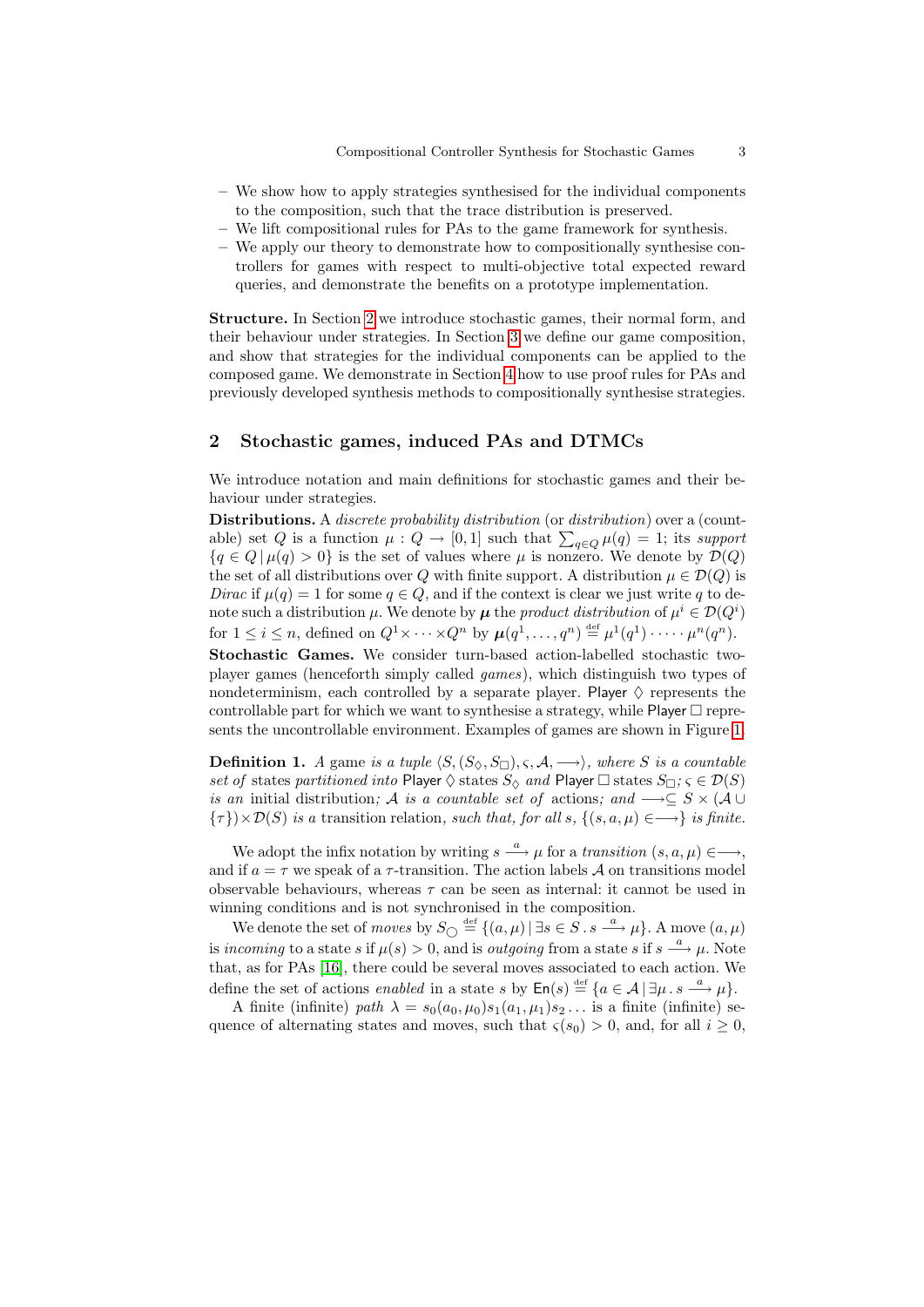- We show how to apply strategies synthesised for the individual components to the composition, such that the trace distribution is preserved.
- We lift compositional rules for PAs to the game framework for synthesis.
- We apply our theory to demonstrate how to compositionally synthesise controllers for games with respect to multi-objective total expected reward queries, and demonstrate the benefits on a prototype implementation.

**Structure.** In Section 2 we introduce stochastic games, their normal form, and their behaviour under strategies. In Section 3 we define our game composition, and show that strategies for the individual components can be applied to the composed game. We demonstrate in Section 4 how to use proof rules for PAs and previously developed synthesis methods to compositionally synthesise strategies.

## 2 Stochastic games, induced PAs and DTMCs

We introduce notation and main definitions for stochastic games and their behaviour under strategies.

**Distributions.** A *discrete probability distribution* (or *distribution*) over a (countable) set $Q$ is a function $\mu : Q \to [0,1]$ such that $\sum_{q \in Q} \mu(q) = 1$; its *support* $\{q \in Q \,|\, \mu(q) > 0\}$ is the set of values where $\mu$ is nonzero. We denote by $\mathcal{D}(Q)$ the set of all distributions over $Q$ with finite support. A distribution $\mu \in \mathcal{D}(Q)$ is *Dirac* if $\mu(q) = 1$ for some $q \in Q$, and if the context is clear we just write $q$ to denote such a distribution $\mu$. We denote by $\boldsymbol{\mu}$ the *product distribution* of $\mu^i \in \mathcal{D}(Q^i)$ for $1 \leq i \leq n$, defined on $Q^1 \times \cdots \times Q^n$ by $\boldsymbol{\mu}(q^1, \ldots, q^n) \stackrel{\text{def}}{=} \mu^1(q^1) \cdot \cdots \cdot \mu^n(q^n)$.

**Stochastic Games.** We consider turn-based action-labelled stochastic two-player games (henceforth simply called *games*), which distinguish two types of nondeterminism, each controlled by a separate player. Player $\Diamond$ represents the controllable part for which we want to synthesise a strategy, while Player $\Box$ represents the uncontrollable environment. Examples of games are shown in Figure 1.

**Definition 1.** *A game is a tuple $\langle S, (S_\Diamond, S_\Box), \varsigma, \mathcal{A}, \longrightarrow \rangle$, where $S$ is a countable set of states partitioned into Player $\Diamond$ states $S_\Diamond$ and Player $\Box$ states $S_\Box$; $\varsigma \in \mathcal{D}(S)$ is an initial distribution; $\mathcal{A}$ is a countable set of actions; and $\longrightarrow \subseteq S \times (\mathcal{A} \cup \{\tau\}) \times \mathcal{D}(S)$ is a transition relation, such that, for all $s$, $\{(s, a, \mu) \in \longrightarrow\}$ is finite.*

We adopt the infix notation by writing $s \xrightarrow{a} \mu$ for a *transition* $(s, a, \mu) \in \longrightarrow$, and if $a = \tau$ we speak of a $\tau$-transition. The action labels $\mathcal{A}$ on transitions model observable behaviours, whereas $\tau$ can be seen as internal: it cannot be used in winning conditions and is not synchronised in the composition.

We denote the set of *moves* by $S_\bigcirc \stackrel{\text{def}}{=} \{(a, \mu) \,|\, \exists s \in S \,.\, s \xrightarrow{a} \mu\}$. A move $(a, \mu)$ is *incoming* to a state $s$ if $\mu(s) > 0$, and is *outgoing* from a state $s$ if $s \xrightarrow{a} \mu$. Note that, as for PAs [16], there could be several moves associated to each action. We define the set of actions *enabled* in a state $s$ by $\mathsf{En}(s) \stackrel{\text{def}}{=} \{a \in \mathcal{A} \,|\, \exists \mu \,.\, s \xrightarrow{a} \mu\}$.

A finite (infinite) *path* $\lambda = s_0(a_0, \mu_0)s_1(a_1, \mu_1)s_2 \ldots$ is a finite (infinite) sequence of alternating states and moves, such that $\varsigma(s_0) > 0$, and, for all $i \geq 0$,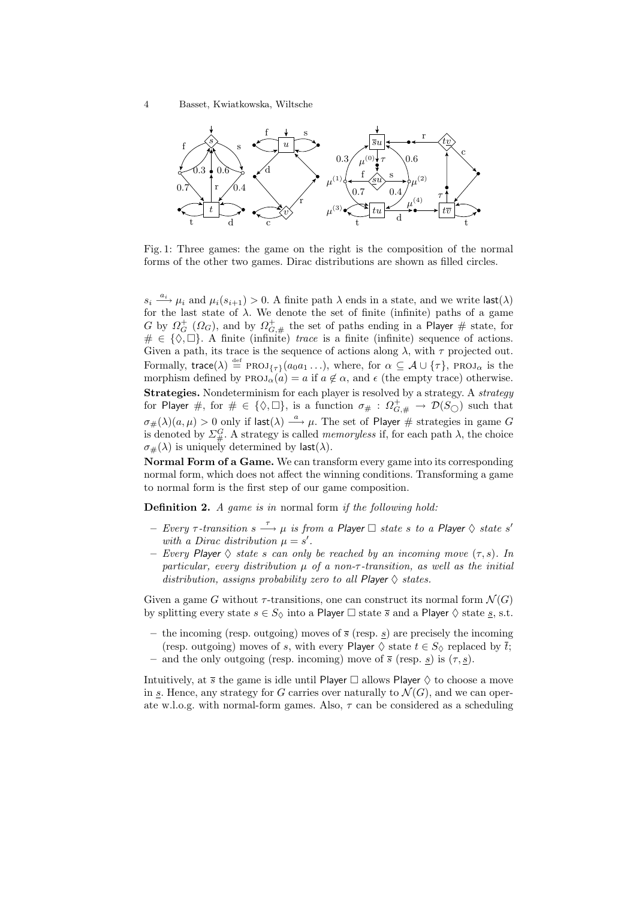Fig. 1: Three games: the game on the right is the composition of the normal forms of the other two games. Dirac distributions are shown as filled circles.

$s_i \xrightarrow{a_i} \mu_i$ and $\mu_i(s_{i+1}) > 0$. A finite path $\lambda$ ends in a state, and we write $\mathsf{last}(\lambda)$ for the last state of $\lambda$. We denote the set of finite (infinite) paths of a game $G$ by $\Omega_G^+$ ($\Omega_G$), and by $\Omega_{G,\#}^+$ the set of paths ending in a Player $\#$ state, for $\# \in \{\Diamond, \Box\}$. A finite (infinite) *trace* is a finite (infinite) sequence of actions. Given a path, its trace is the sequence of actions along $\lambda$, with $\tau$ projected out. Formally, $\mathsf{trace}(\lambda) \stackrel{\text{def}}{=} \text{PROJ}_{\{\tau\}}(a_0 a_1 \ldots)$, where, for $\alpha \subseteq \mathcal{A} \cup \{\tau\}$, $\text{PROJ}_\alpha$ is the morphism defined by $\text{PROJ}_\alpha(a) = a$ if $a \notin \alpha$, and $\epsilon$ (the empty trace) otherwise.

**Strategies.** Nondeterminism for each player is resolved by a strategy. A *strategy* for Player $\#$, for $\# \in \{\Diamond, \Box\}$, is a function $\sigma_\# : \Omega_{G,\#}^+ \to \mathcal{D}(S_\bigcirc)$ such that $\sigma_\#(\lambda)(a, \mu) > 0$ only if $\mathsf{last}(\lambda) \xrightarrow{a} \mu$. The set of Player $\#$ strategies in game $G$ is denoted by $\Sigma_\#^G$. A strategy is called *memoryless* if, for each path $\lambda$, the choice $\sigma_\#(\lambda)$ is uniquely determined by $\mathsf{last}(\lambda)$.

**Normal Form of a Game.** We can transform every game into its corresponding normal form, which does not affect the winning conditions. Transforming a game to normal form is the first step of our game composition.

**Definition 2.** *A game is in* normal form *if the following hold:*

- *Every $\tau$-transition $s \xrightarrow{\tau} \mu$ is from a Player $\Box$ state $s$ to a Player $\Diamond$ state $s'$ with a Dirac distribution $\mu = s'$.*
- *Every Player $\Diamond$ state $s$ can only be reached by an incoming move $(\tau, s)$. In particular, every distribution $\mu$ of a non-$\tau$-transition, as well as the initial distribution, assigns probability zero to all Player $\Diamond$ states.*

Given a game $G$ without $\tau$-transitions, one can construct its normal form $\mathcal{N}(G)$ by splitting every state $s \in S_\Diamond$ into a Player $\Box$ state $\overline{s}$ and a Player $\Diamond$ state $\underline{s}$, s.t.

- the incoming (resp. outgoing) moves of $\overline{s}$ (resp. $\underline{s}$) are precisely the incoming (resp. outgoing) moves of $s$, with every Player $\Diamond$ state $t \in S_\Diamond$ replaced by $\overline{t}$;
- and the only outgoing (resp. incoming) move of $\overline{s}$ (resp. $\underline{s}$) is $(\tau, \underline{s})$.

Intuitively, at $\overline{s}$ the game is idle until Player $\Box$ allows Player $\Diamond$ to choose a move in $\underline{s}$. Hence, any strategy for $G$ carries over naturally to $\mathcal{N}(G)$, and we can operate w.l.o.g. with normal-form games. Also, $\tau$ can be considered as a scheduling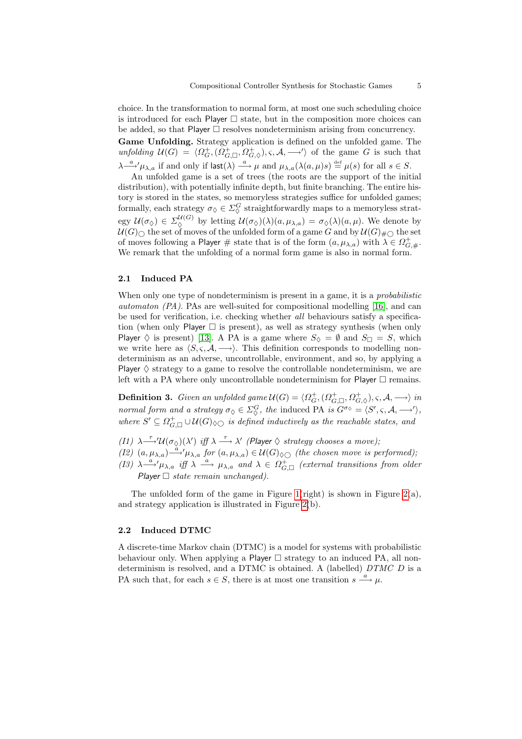choice. In the transformation to normal form, at most one such scheduling choice is introduced for each Player $\Box$ state, but in the composition more choices can be added, so that Player $\Box$ resolves nondeterminism arising from concurrency.

**Game Unfolding.** Strategy application is defined on the unfolded game. The *unfolding* $\mathcal{U}(G) = \langle \Omega_G^+, (\Omega_{G,\Box}^+, \Omega_{G,\Diamond}^+), \varsigma, \mathcal{A}, \longrightarrow' \rangle$ of the game $G$ is such that $\lambda \xrightarrow{a}' \mu_{\lambda,a}$ if and only if $\mathsf{last}(\lambda) \xrightarrow{a} \mu$ and $\mu_{\lambda,a}(\lambda(a,\mu)s) \stackrel{\text{def}}{=} \mu(s)$ for all $s \in S$.

An unfolded game is a set of trees (the roots are the support of the initial distribution), with potentially infinite depth, but finite branching. The entire history is stored in the states, so memoryless strategies suffice for unfolded games; formally, each strategy $\sigma_\Diamond \in \Sigma_\Diamond^G$ straightforwardly maps to a memoryless strategy $\mathcal{U}(\sigma_\Diamond) \in \Sigma_\Diamond^{\mathcal{U}(G)}$ by letting $\mathcal{U}(\sigma_\Diamond)(\lambda)(a, \mu_{\lambda,a}) = \sigma_\Diamond(\lambda)(a,\mu)$. We denote by $\mathcal{U}(G)_\bigcirc$ the set of moves of the unfolded form of a game $G$ and by $\mathcal{U}(G)_{\#\bigcirc}$ the set of moves following a Player $\#$ state that is of the form $(a, \mu_{\lambda,a})$ with $\lambda \in \Omega_{G,\#}^+$. We remark that the unfolding of a normal form game is also in normal form.

### 2.1 Induced PA

When only one type of nondeterminism is present in a game, it is a *probabilistic automaton (PA)*. PAs are well-suited for compositional modelling [16], and can be used for verification, i.e. checking whether *all* behaviours satisfy a specification (when only Player $\Box$ is present), as well as strategy synthesis (when only Player $\Diamond$ is present) [13]. A PA is a game where $S_\Diamond = \emptyset$ and $S_\Box = S$, which we write here as $\langle S, \varsigma, \mathcal{A}, \longrightarrow \rangle$. This definition corresponds to modelling nondeterminism as an adverse, uncontrollable, environment, and so, by applying a Player $\Diamond$ strategy to a game to resolve the controllable nondeterminism, we are left with a PA where only uncontrollable nondeterminism for Player $\Box$ remains.

**Definition 3.** *Given an unfolded game* $\mathcal{U}(G) = \langle \Omega_G^+, (\Omega_{G,\Box}^+, \Omega_{G,\Diamond}^+), \varsigma, \mathcal{A}, \longrightarrow \rangle$ *in normal form and a strategy* $\sigma_\Diamond \in \Sigma_\Diamond^G$*, the* induced PA *is* $G^{\sigma_\Diamond} = \langle S', \varsigma, \mathcal{A}, \longrightarrow' \rangle$*, where* $S' \subseteq \Omega_{G,\Box}^+ \cup \mathcal{U}(G)_{\Diamond\bigcirc}$ *is defined inductively as the reachable states, and*

*(I1)* $\lambda \xrightarrow{\tau}' \mathcal{U}(\sigma_\Diamond)(\lambda')$ *iff* $\lambda \xrightarrow{\tau} \lambda'$ *(Player $\Diamond$ strategy chooses a move);*
*(I2)* $(a, \mu_{\lambda,a}) \xrightarrow{a}' \mu_{\lambda,a}$ *for* $(a, \mu_{\lambda,a}) \in \mathcal{U}(G)_{\Diamond\bigcirc}$ *(the chosen move is performed);*
*(I3)* $\lambda \xrightarrow{a}' \mu_{\lambda,a}$ *iff* $\lambda \xrightarrow{a} \mu_{\lambda,a}$ *and* $\lambda \in \Omega_{G,\Box}^+$ *(external transitions from older Player $\Box$ state remain unchanged).*

The unfolded form of the game in Figure 1(right) is shown in Figure 2(a), and strategy application is illustrated in Figure 2(b).

### 2.2 Induced DTMC

A discrete-time Markov chain (DTMC) is a model for systems with probabilistic behaviour only. When applying a Player $\Box$ strategy to an induced PA, all nondeterminism is resolved, and a DTMC is obtained. A (labelled) *DTMC* $D$ is a PA such that, for each $s \in S$, there is at most one transition $s \xrightarrow{a} \mu$.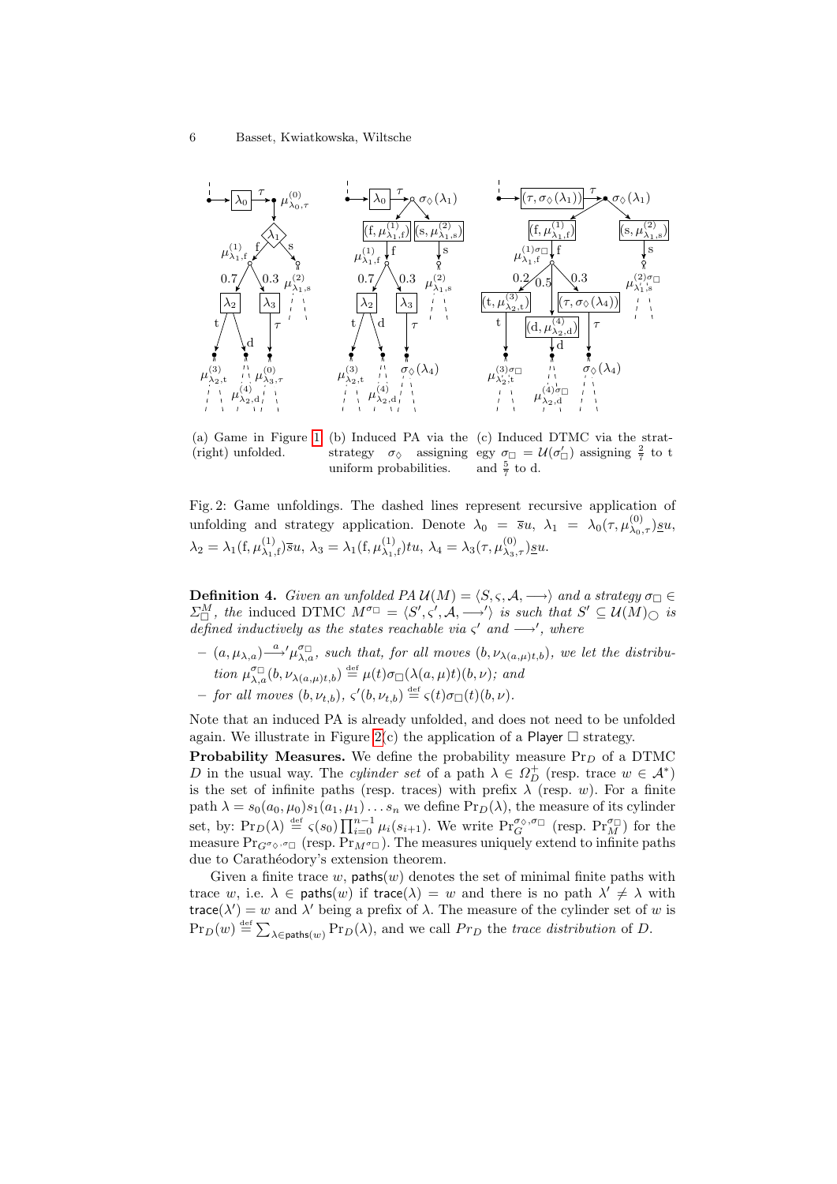(a) Game in Figure 1 (right) unfolded.

(b) Induced PA via the strategy $\sigma_\Diamond$ assigning uniform probabilities.

(c) Induced DTMC via the strategy $\sigma_\Box = \mathcal{U}(\sigma'_\Box)$ assigning $\frac{2}{7}$ to t and $\frac{5}{7}$ to d.

Fig. 2: Game unfoldings. The dashed lines represent recursive application of unfolding and strategy application. Denote $\lambda_0 = \overline{s}u$, $\lambda_1 = \lambda_0(\tau, \mu^{(0)}_{\lambda_0,\tau})\underline{s}u$, $\lambda_2 = \lambda_1(\mathrm{f}, \mu^{(1)}_{\lambda_1,\mathrm{f}})\overline{s}u$, $\lambda_3 = \lambda_1(\mathrm{f}, \mu^{(1)}_{\lambda_1,\mathrm{f}})tu$, $\lambda_4 = \lambda_3(\tau, \mu^{(0)}_{\lambda_3,\tau})\underline{s}u$.

**Definition 4.** *Given an unfolded PA $\mathcal{U}(M) = \langle S, \varsigma, \mathcal{A}, \longrightarrow\rangle$ and a strategy $\sigma_\Box \in \Sigma^M_\Box$, the* induced DTMC $M^{\sigma_\Box} = \langle S', \varsigma', \mathcal{A}, \longrightarrow'\rangle$ *is such that $S' \subseteq \mathcal{U}(M)_\bigcirc$ is defined inductively as the states reachable via $\varsigma'$ and $\longrightarrow'$, where*

- $(a, \mu_{\lambda,a}) \xrightarrow{a}' \mu^{\sigma_\Box}_{\lambda,a}$*, such that, for all moves $(b, \nu_{\lambda(a,\mu)t,b})$, we let the distribution $\mu^{\sigma_\Box}_{\lambda,a}(b, \nu_{\lambda(a,\mu)t,b}) \stackrel{\text{def}}{=} \mu(t)\sigma_\Box(\lambda(a,\mu)t)(b,\nu)$; and*
- *for all moves $(b, \nu_{t,b})$, $\varsigma'(b, \nu_{t,b}) \stackrel{\text{def}}{=} \varsigma(t)\sigma_\Box(t)(b,\nu)$.*

Note that an induced PA is already unfolded, and does not need to be unfolded again. We illustrate in Figure 2(c) the application of a Player $\Box$ strategy.

**Probability Measures.** We define the probability measure $\Pr_D$ of a DTMC $D$ in the usual way. The *cylinder set* of a path $\lambda \in \Omega^+_D$ (resp. trace $w \in \mathcal{A}^*$) is the set of infinite paths (resp. traces) with prefix $\lambda$ (resp. $w$). For a finite path $\lambda = s_0(a_0, \mu_0)s_1(a_1, \mu_1)\ldots s_n$ we define $\Pr_D(\lambda)$, the measure of its cylinder set, by: $\Pr_D(\lambda) \stackrel{\text{def}}{=} \varsigma(s_0)\prod_{i=0}^{n-1}\mu_i(s_{i+1})$. We write $\Pr^{\sigma_\Diamond,\sigma_\Box}_G$ (resp. $\Pr^{\sigma_\Box}_M$) for the measure $\Pr_{G^{\sigma_\Diamond,\sigma_\Box}}$ (resp. $\Pr_{M^{\sigma_\Box}}$). The measures uniquely extend to infinite paths due to Carathéodory's extension theorem.

Given a finite trace $w$, $\mathsf{paths}(w)$ denotes the set of minimal finite paths with trace $w$, i.e. $\lambda \in \mathsf{paths}(w)$ if $\mathsf{trace}(\lambda) = w$ and there is no path $\lambda' \neq \lambda$ with $\mathsf{trace}(\lambda') = w$ and $\lambda'$ being a prefix of $\lambda$. The measure of the cylinder set of $w$ is $\Pr_D(w) \stackrel{\text{def}}{=} \sum_{\lambda \in \mathsf{paths}(w)} \Pr_D(\lambda)$, and we call $Pr_D$ the *trace distribution* of $D$.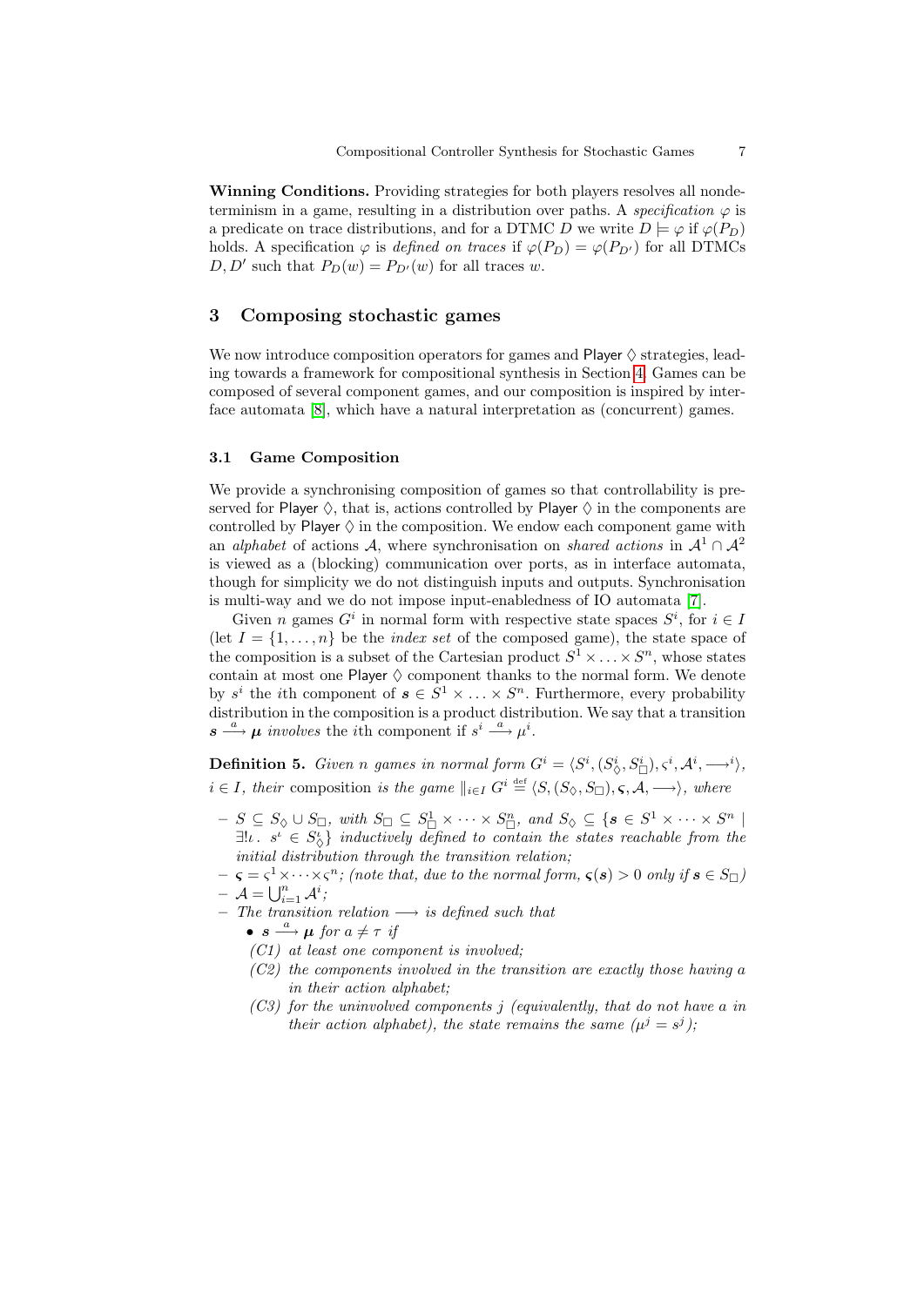**Winning Conditions.** Providing strategies for both players resolves all nondeterminism in a game, resulting in a distribution over paths. A *specification* $\varphi$ is a predicate on trace distributions, and for a DTMC $D$ we write $D \models \varphi$ if $\varphi(P_D)$ holds. A specification $\varphi$ is *defined on traces* if $\varphi(P_D) = \varphi(P_{D'})$ for all DTMCs $D, D'$ such that $P_D(w) = P_{D'}(w)$ for all traces $w$.

## 3 Composing stochastic games

We now introduce composition operators for games and Player $\Diamond$ strategies, leading towards a framework for compositional synthesis in Section 4. Games can be composed of several component games, and our composition is inspired by interface automata [8], which have a natural interpretation as (concurrent) games.

### 3.1 Game Composition

We provide a synchronising composition of games so that controllability is preserved for Player $\Diamond$, that is, actions controlled by Player $\Diamond$ in the components are controlled by Player $\Diamond$ in the composition. We endow each component game with an *alphabet* of actions $\mathcal{A}$, where synchronisation on *shared actions* in $\mathcal{A}^1 \cap \mathcal{A}^2$ is viewed as a (blocking) communication over ports, as in interface automata, though for simplicity we do not distinguish inputs and outputs. Synchronisation is multi-way and we do not impose input-enabledness of IO automata [7].

Given $n$ games $G^i$ in normal form with respective state spaces $S^i$, for $i \in I$ (let $I = \{1, \ldots, n\}$ be the *index set* of the composed game), the state space of the composition is a subset of the Cartesian product $S^1 \times \ldots \times S^n$, whose states contain at most one Player $\Diamond$ component thanks to the normal form. We denote by $s^i$ the $i$th component of $\boldsymbol{s} \in S^1 \times \ldots \times S^n$. Furthermore, every probability distribution in the composition is a product distribution. We say that a transition $\boldsymbol{s} \xrightarrow{a} \boldsymbol{\mu}$ *involves* the $i$th component if $s^i \xrightarrow{a} \mu^i$.

**Definition 5.** *Given $n$ games in normal form $G^i = \langle S^i, (S^i_\Diamond, S^i_\Box), \varsigma^i, \mathcal{A}^i, \longrightarrow^i \rangle$, $i \in I$, their* composition *is the game $\|_{i \in I} G^i \stackrel{\text{def}}{=} \langle S, (S_\Diamond, S_\Box), \boldsymbol{\varsigma}, \mathcal{A}, \longrightarrow \rangle$, where*

- *$S \subseteq S_\Diamond \cup S_\Box$, with $S_\Box \subseteq S^1_\Box \times \cdots \times S^n_\Box$, and $S_\Diamond \subseteq \{\boldsymbol{s} \in S^1 \times \cdots \times S^n \mid \exists! \iota .\ s^\iota \in S^\iota_\Diamond\}$ inductively defined to contain the states reachable from the initial distribution through the transition relation;*
- *$\boldsymbol{\varsigma} = \varsigma^1 \times \cdots \times \varsigma^n$; (note that, due to the normal form, $\boldsymbol{\varsigma}(\boldsymbol{s}) > 0$ only if $\boldsymbol{s} \in S_\Box$)*
- *$\mathcal{A} = \bigcup_{i=1}^n \mathcal{A}^i$;*
- *The transition relation $\longrightarrow$ is defined such that*
  - *$\boldsymbol{s} \xrightarrow{a} \boldsymbol{\mu}$ for $a \neq \tau$ if*

    *(C1) at least one component is involved;*

    *(C2) the components involved in the transition are exactly those having $a$ in their action alphabet;*

    *(C3) for the uninvolved components $j$ (equivalently, that do not have $a$ in their action alphabet), the state remains the same ($\mu^j = s^j$);*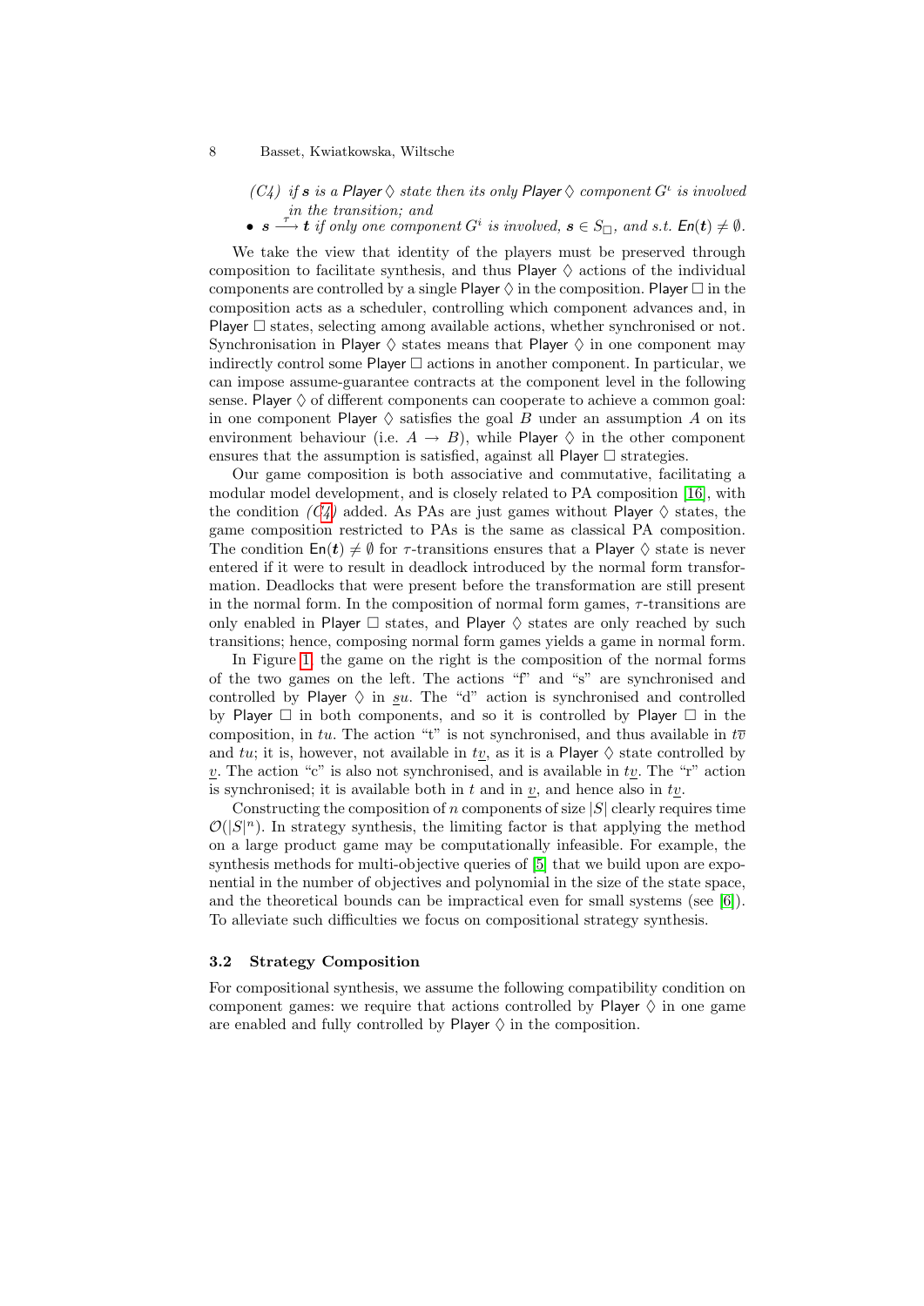*(C4)* *if* $\boldsymbol{s}$ *is a Player* $\Diamond$ *state then its only Player* $\Diamond$ *component* $G^\iota$ *is involved in the transition; and*

- $\boldsymbol{s} \xrightarrow{\tau} \boldsymbol{t}$ *if only one component* $G^i$ *is involved,* $\boldsymbol{s} \in S_\Box$*, and s.t.* $\mathsf{En}(\boldsymbol{t}) \neq \emptyset$*.*

We take the view that identity of the players must be preserved through composition to facilitate synthesis, and thus Player $\Diamond$ actions of the individual components are controlled by a single Player $\Diamond$ in the composition. Player $\Box$ in the composition acts as a scheduler, controlling which component advances and, in Player $\Box$ states, selecting among available actions, whether synchronised or not. Synchronisation in Player $\Diamond$ states means that Player $\Diamond$ in one component may indirectly control some Player $\Box$ actions in another component. In particular, we can impose assume-guarantee contracts at the component level in the following sense. Player $\Diamond$ of different components can cooperate to achieve a common goal: in one component Player $\Diamond$ satisfies the goal $B$ under an assumption $A$ on its environment behaviour (i.e. $A \rightarrow B$), while Player $\Diamond$ in the other component ensures that the assumption is satisfied, against all Player $\Box$ strategies.

Our game composition is both associative and commutative, facilitating a modular model development, and is closely related to PA composition [16], with the condition *(C4)* added. As PAs are just games without Player $\Diamond$ states, the game composition restricted to PAs is the same as classical PA composition. The condition $\mathsf{En}(\boldsymbol{t}) \neq \emptyset$ for $\tau$-transitions ensures that a Player $\Diamond$ state is never entered if it were to result in deadlock introduced by the normal form transformation. Deadlocks that were present before the transformation are still present in the normal form. In the composition of normal form games, $\tau$-transitions are only enabled in Player $\Box$ states, and Player $\Diamond$ states are only reached by such transitions; hence, composing normal form games yields a game in normal form.

In Figure 1, the game on the right is the composition of the normal forms of the two games on the left. The actions "f" and "s" are synchronised and controlled by Player $\Diamond$ in $\underline{s}u$. The "d" action is synchronised and controlled by Player $\Box$ in both components, and so it is controlled by Player $\Box$ in the composition, in $tu$. The action "t" is not synchronised, and thus available in $t\overline{v}$ and $tu$; it is, however, not available in $t\underline{v}$, as it is a Player $\Diamond$ state controlled by $\underline{v}$. The action "c" is also not synchronised, and is available in $t\underline{v}$. The "r" action is synchronised; it is available both in $t$ and in $\underline{v}$, and hence also in $t\underline{v}$.

Constructing the composition of $n$ components of size $|S|$ clearly requires time $\mathcal{O}(|S|^n)$. In strategy synthesis, the limiting factor is that applying the method on a large product game may be computationally infeasible. For example, the synthesis methods for multi-objective queries of [5] that we build upon are exponential in the number of objectives and polynomial in the size of the state space, and the theoretical bounds can be impractical even for small systems (see [6]). To alleviate such difficulties we focus on compositional strategy synthesis.

### 3.2 Strategy Composition

For compositional synthesis, we assume the following compatibility condition on component games: we require that actions controlled by Player $\Diamond$ in one game are enabled and fully controlled by Player $\Diamond$ in the composition.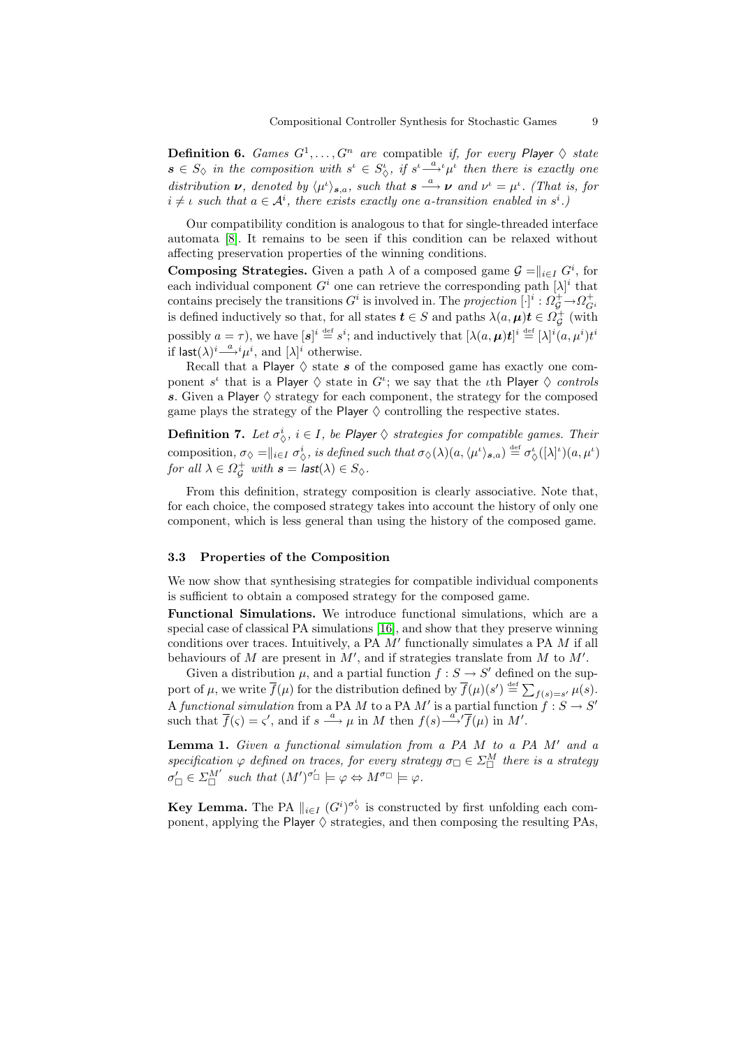**Definition 6.** *Games $G^1, \ldots, G^n$ are* compatible *if, for every* Player $\Diamond$ *state* $\boldsymbol{s} \in S_\Diamond$ *in the composition with $s^\iota \in S^\iota_\Diamond$, if $s^\iota \xrightarrow{a}{}^\iota \mu^\iota$ then there is exactly one distribution $\boldsymbol{\nu}$, denoted by $\langle \mu^\iota \rangle_{\boldsymbol{s},a}$, such that $\boldsymbol{s} \xrightarrow{a} \boldsymbol{\nu}$ and $\nu^\iota = \mu^\iota$. (That is, for $i \neq \iota$ such that $a \in \mathcal{A}^i$, there exists exactly one $a$-transition enabled in $s^i$.)*

Our compatibility condition is analogous to that for single-threaded interface automata [8]. It remains to be seen if this condition can be relaxed without affecting preservation properties of the winning conditions.

**Composing Strategies.** Given a path $\lambda$ of a composed game $\mathcal{G} = \|_{i \in I} G^i$, for each individual component $G^i$ one can retrieve the corresponding path $[\lambda]^i$ that contains precisely the transitions $G^i$ is involved in. The *projection* $[\cdot]^i : \Omega^+_{\mathcal{G}} \to \Omega^+_{G^i}$ is defined inductively so that, for all states $\boldsymbol{t} \in S$ and paths $\lambda(a, \boldsymbol{\mu})\boldsymbol{t} \in \Omega^+_{\mathcal{G}}$ (with possibly $a = \tau$), we have $[\boldsymbol{s}]^i \stackrel{\text{def}}{=} s^i$; and inductively that $[\lambda(a, \boldsymbol{\mu})\boldsymbol{t}]^i \stackrel{\text{def}}{=} [\lambda]^i (a, \mu^i) t^i$ if $\mathsf{last}(\lambda)^i \xrightarrow{a}{}^i \mu^i$, and $[\lambda]^i$ otherwise.

Recall that a Player $\Diamond$ state $\boldsymbol{s}$ of the composed game has exactly one component $s^\iota$ that is a Player $\Diamond$ state in $G^\iota$; we say that the $\iota$th Player $\Diamond$ *controls* $\boldsymbol{s}$. Given a Player $\Diamond$ strategy for each component, the strategy for the composed game plays the strategy of the Player $\Diamond$ controlling the respective states.

**Definition 7.** *Let $\sigma^i_\Diamond$, $i \in I$, be* Player $\Diamond$ *strategies for compatible games. Their* composition, *$\sigma_\Diamond = \|_{i \in I} \sigma^i_\Diamond$, is defined such that $\sigma_\Diamond(\lambda)(a, \langle \mu^\iota \rangle_{\boldsymbol{s},a}) \stackrel{\text{def}}{=} \sigma^\iota_\Diamond([\lambda]^\iota)(a, \mu^\iota)$ for all $\lambda \in \Omega^+_{\mathcal{G}}$ with $\boldsymbol{s} = \mathsf{last}(\lambda) \in S_\Diamond$.*

From this definition, strategy composition is clearly associative. Note that, for each choice, the composed strategy takes into account the history of only one component, which is less general than using the history of the composed game.

### 3.3 Properties of the Composition

We now show that synthesising strategies for compatible individual components is sufficient to obtain a composed strategy for the composed game.

**Functional Simulations.** We introduce functional simulations, which are a special case of classical PA simulations [16], and show that they preserve winning conditions over traces. Intuitively, a PA $M'$ functionally simulates a PA $M$ if all behaviours of $M$ are present in $M'$, and if strategies translate from $M$ to $M'$.

Given a distribution $\mu$, and a partial function $f : S \to S'$ defined on the support of $\mu$, we write $\overline{f}(\mu)$ for the distribution defined by $\overline{f}(\mu)(s') \stackrel{\text{def}}{=} \sum_{f(s)=s'} \mu(s)$. A *functional simulation* from a PA $M$ to a PA $M'$ is a partial function $f : S \to S'$ such that $\overline{f}(\varsigma) = \varsigma'$, and if $s \xrightarrow{a} \mu$ in $M$ then $f(s) \xrightarrow{a}{}' \overline{f}(\mu)$ in $M'$.

**Lemma 1.** *Given a functional simulation from a PA $M$ to a PA $M'$ and a specification $\varphi$ defined on traces, for every strategy $\sigma_\Box \in \Sigma^M_\Box$ there is a strategy $\sigma'_\Box \in \Sigma^{M'}_\Box$ such that $(M')^{\sigma'_\Box} \models \varphi \Leftrightarrow M^{\sigma_\Box} \models \varphi$.*

**Key Lemma.** The PA $\|_{i \in I} (G^i)^{\sigma^i_\Diamond}$ is constructed by first unfolding each component, applying the Player $\Diamond$ strategies, and then composing the resulting PAs,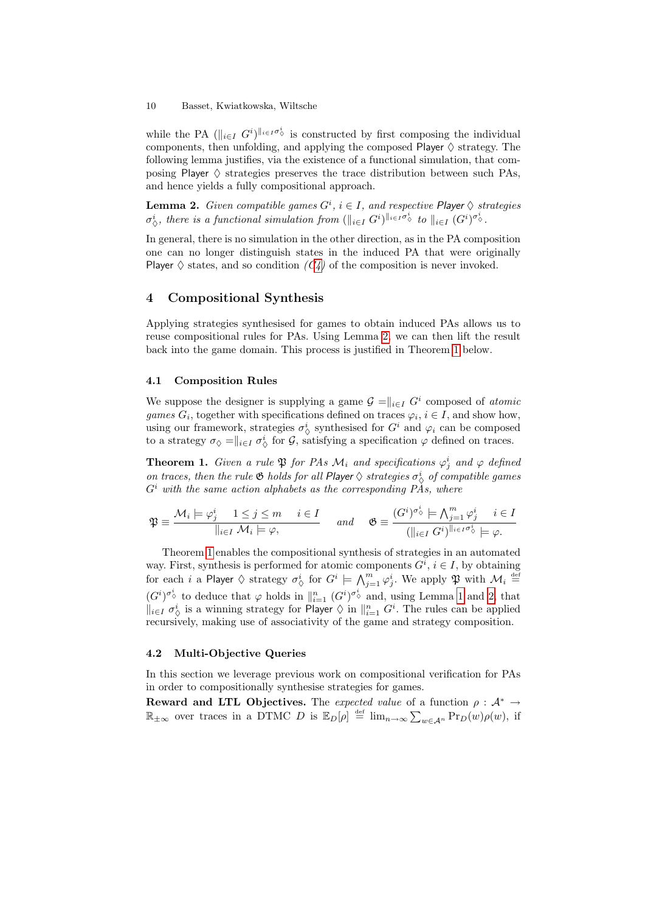while the PA $(\|_{i\in I} G^i)^{\|_{i\in I}\sigma^i_\Diamond}$ is constructed by first composing the individual components, then unfolding, and applying the composed Player $\Diamond$ strategy. The following lemma justifies, via the existence of a functional simulation, that composing Player $\Diamond$ strategies preserves the trace distribution between such PAs, and hence yields a fully compositional approach.

**Lemma 2.** *Given compatible games $G^i$, $i \in I$, and respective Player $\Diamond$ strategies $\sigma^i_\Diamond$, there is a functional simulation from $(\|_{i\in I} G^i)^{\|_{i\in I}\sigma^i_\Diamond}$ to $\|_{i\in I} (G^i)^{\sigma^i_\Diamond}$.*

In general, there is no simulation in the other direction, as in the PA composition one can no longer distinguish states in the induced PA that were originally Player $\Diamond$ states, and so condition *(C4)* of the composition is never invoked.

## 4 Compositional Synthesis

Applying strategies synthesised for games to obtain induced PAs allows us to reuse compositional rules for PAs. Using Lemma 2, we can then lift the result back into the game domain. This process is justified in Theorem 1 below.

### 4.1 Composition Rules

We suppose the designer is supplying a game $\mathcal{G} = \|_{i\in I} G^i$ composed of *atomic games* $G_i$, together with specifications defined on traces $\varphi_i$, $i \in I$, and show how, using our framework, strategies $\sigma^i_\Diamond$ synthesised for $G^i$ and $\varphi_i$ can be composed to a strategy $\sigma_\Diamond = \|_{i\in I} \sigma^i_\Diamond$ for $\mathcal{G}$, satisfying a specification $\varphi$ defined on traces.

**Theorem 1.** *Given a rule $\mathfrak{P}$ for PAs $\mathcal{M}_i$ and specifications $\varphi^i_j$ and $\varphi$ defined on traces, then the rule $\mathfrak{G}$ holds for all Player $\Diamond$ strategies $\sigma^i_\Diamond$ of compatible games $G^i$ with the same action alphabets as the corresponding PAs, where*

$$\mathfrak{P} \equiv \frac{\mathcal{M}_i \models \varphi^i_j \quad 1 \leq j \leq m \quad i \in I}{\|_{i\in I} \mathcal{M}_i \models \varphi,} \quad \text{and} \quad \mathfrak{G} \equiv \frac{(G^i)^{\sigma^i_\Diamond} \models \bigwedge_{j=1}^m \varphi^i_j \quad i \in I}{(\|_{i\in I} G^i)^{\|_{i\in I}\sigma^i_\Diamond} \models \varphi.}$$

Theorem 1 enables the compositional synthesis of strategies in an automated way. First, synthesis is performed for atomic components $G^i$, $i \in I$, by obtaining for each $i$ a Player $\Diamond$ strategy $\sigma^i_\Diamond$ for $G^i \models \bigwedge_{j=1}^m \varphi^i_j$. We apply $\mathfrak{P}$ with $\mathcal{M}_i \stackrel{\text{def}}{=} (G^i)^{\sigma^i_\Diamond}$ to deduce that $\varphi$ holds in $\|_{i=1}^n (G^i)^{\sigma^i_\Diamond}$ and, using Lemma 1 and 2, that $\|_{i\in I} \sigma^i_\Diamond$ is a winning strategy for Player $\Diamond$ in $\|_{i=1}^n G^i$. The rules can be applied recursively, making use of associativity of the game and strategy composition.

### 4.2 Multi-Objective Queries

In this section we leverage previous work on compositional verification for PAs in order to compositionally synthesise strategies for games.

**Reward and LTL Objectives.** The *expected value* of a function $\rho : \mathcal{A}^* \to \mathbb{R}_{\pm\infty}$ over traces in a DTMC $D$ is $\mathbb{E}_D[\rho] \stackrel{\text{def}}{=} \lim_{n\to\infty} \sum_{w\in\mathcal{A}^n} \text{Pr}_D(w)\rho(w)$, if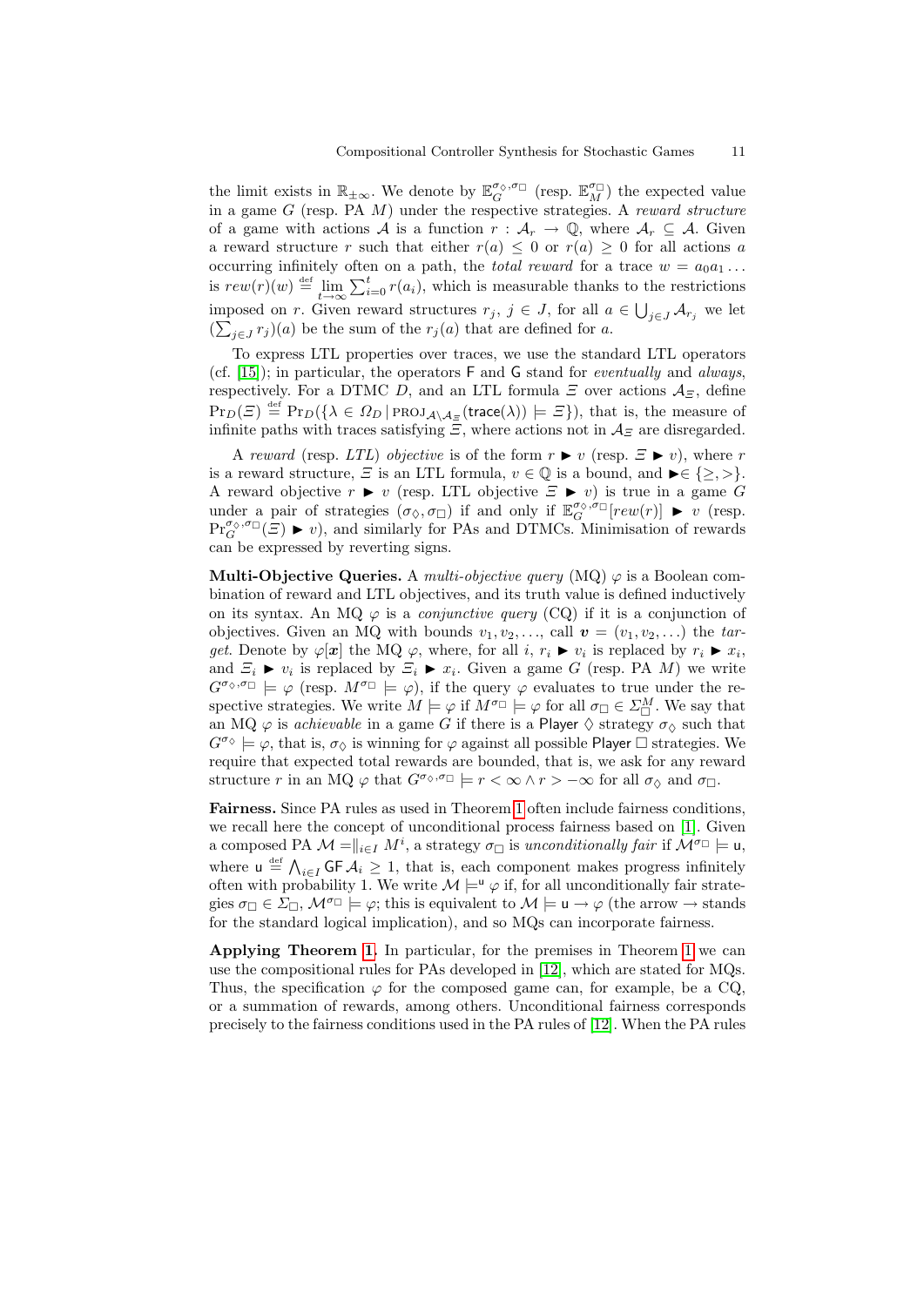the limit exists in $\mathbb{R}_{\pm\infty}$. We denote by $\mathbb{E}_G^{\sigma_\Diamond,\sigma_\Box}$ (resp. $\mathbb{E}_M^{\sigma_\Box}$) the expected value in a game $G$ (resp. PA $M$) under the respective strategies. A *reward structure* of a game with actions $\mathcal{A}$ is a function $r : \mathcal{A}_r \to \mathbb{Q}$, where $\mathcal{A}_r \subseteq \mathcal{A}$. Given a reward structure $r$ such that either $r(a) \leq 0$ or $r(a) \geq 0$ for all actions $a$ occurring infinitely often on a path, the *total reward* for a trace $w = a_0 a_1 \ldots$ is $rew(r)(w) \stackrel{\text{def}}{=} \lim_{t\to\infty} \sum_{i=0}^{t} r(a_i)$, which is measurable thanks to the restrictions imposed on $r$. Given reward structures $r_j$, $j \in J$, for all $a \in \bigcup_{j\in J} \mathcal{A}_{r_j}$ we let $(\sum_{j\in J} r_j)(a)$ be the sum of the $r_j(a)$ that are defined for $a$.

To express LTL properties over traces, we use the standard LTL operators (cf. [15]); in particular, the operators $\mathsf{F}$ and $\mathsf{G}$ stand for *eventually* and *always*, respectively. For a DTMC $D$, and an LTL formula $\Xi$ over actions $\mathcal{A}_\Xi$, define $\Pr_D(\Xi) \stackrel{\text{def}}{=} \Pr_D(\{\lambda \in \Omega_D \mid \text{PROJ}_{\mathcal{A}\setminus\mathcal{A}_\Xi}(\mathsf{trace}(\lambda)) \models \Xi\})$, that is, the measure of infinite paths with traces satisfying $\Xi$, where actions not in $\mathcal{A}_\Xi$ are disregarded.

A *reward* (resp. *LTL*) *objective* is of the form $r \blacktriangleright v$ (resp. $\Xi \blacktriangleright v$), where $r$ is a reward structure, $\Xi$ is an LTL formula, $v \in \mathbb{Q}$ is a bound, and $\blacktriangleright \in \{\geq, >\}$. A reward objective $r \blacktriangleright v$ (resp. LTL objective $\Xi \blacktriangleright v$) is true in a game $G$ under a pair of strategies $(\sigma_\Diamond, \sigma_\Box)$ if and only if $\mathbb{E}_G^{\sigma_\Diamond,\sigma_\Box}[rew(r)] \blacktriangleright v$ (resp. $\Pr_G^{\sigma_\Diamond,\sigma_\Box}(\Xi) \blacktriangleright v$), and similarly for PAs and DTMCs. Minimisation of rewards can be expressed by reverting signs.

**Multi-Objective Queries.** A *multi-objective query* (MQ) $\varphi$ is a Boolean combination of reward and LTL objectives, and its truth value is defined inductively on its syntax. An MQ $\varphi$ is a *conjunctive query* (CQ) if it is a conjunction of objectives. Given an MQ with bounds $v_1, v_2, \ldots$, call $\boldsymbol{v} = (v_1, v_2, \ldots)$ the *target*. Denote by $\varphi[\boldsymbol{x}]$ the MQ $\varphi$, where, for all $i$, $r_i \blacktriangleright v_i$ is replaced by $r_i \blacktriangleright x_i$, and $\Xi_i \blacktriangleright v_i$ is replaced by $\Xi_i \blacktriangleright x_i$. Given a game $G$ (resp. PA $M$) we write $G^{\sigma_\Diamond,\sigma_\Box} \models \varphi$ (resp. $M^{\sigma_\Box} \models \varphi$), if the query $\varphi$ evaluates to true under the respective strategies. We write $M \models \varphi$ if $M^{\sigma_\Box} \models \varphi$ for all $\sigma_\Box \in \Sigma_\Box^M$. We say that an MQ $\varphi$ is *achievable* in a game $G$ if there is a Player $\Diamond$ strategy $\sigma_\Diamond$ such that $G^{\sigma_\Diamond} \models \varphi$, that is, $\sigma_\Diamond$ is winning for $\varphi$ against all possible Player $\Box$ strategies. We require that expected total rewards are bounded, that is, we ask for any reward structure $r$ in an MQ $\varphi$ that $G^{\sigma_\Diamond,\sigma_\Box} \models r < \infty \wedge r > -\infty$ for all $\sigma_\Diamond$ and $\sigma_\Box$.

**Fairness.** Since PA rules as used in Theorem 1 often include fairness conditions, we recall here the concept of unconditional process fairness based on [1]. Given a composed PA $\mathcal{M} = \|_{i\in I} M^i$, a strategy $\sigma_\Box$ is *unconditionally fair* if $\mathcal{M}^{\sigma_\Box} \models \mathsf{u}$, where $\mathsf{u} \stackrel{\text{def}}{=} \bigwedge_{i\in I} \mathsf{GF}\,\mathcal{A}_i \geq 1$, that is, each component makes progress infinitely often with probability 1. We write $\mathcal{M} \models^{\mathsf{u}} \varphi$ if, for all unconditionally fair strategies $\sigma_\Box \in \Sigma_\Box$, $\mathcal{M}^{\sigma_\Box} \models \varphi$; this is equivalent to $\mathcal{M} \models \mathsf{u} \to \varphi$ (the arrow $\to$ stands for the standard logical implication), and so MQs can incorporate fairness.

**Applying Theorem 1.** In particular, for the premises in Theorem 1 we can use the compositional rules for PAs developed in [12], which are stated for MQs. Thus, the specification $\varphi$ for the composed game can, for example, be a CQ, or a summation of rewards, among others. Unconditional fairness corresponds precisely to the fairness conditions used in the PA rules of [12]. When the PA rules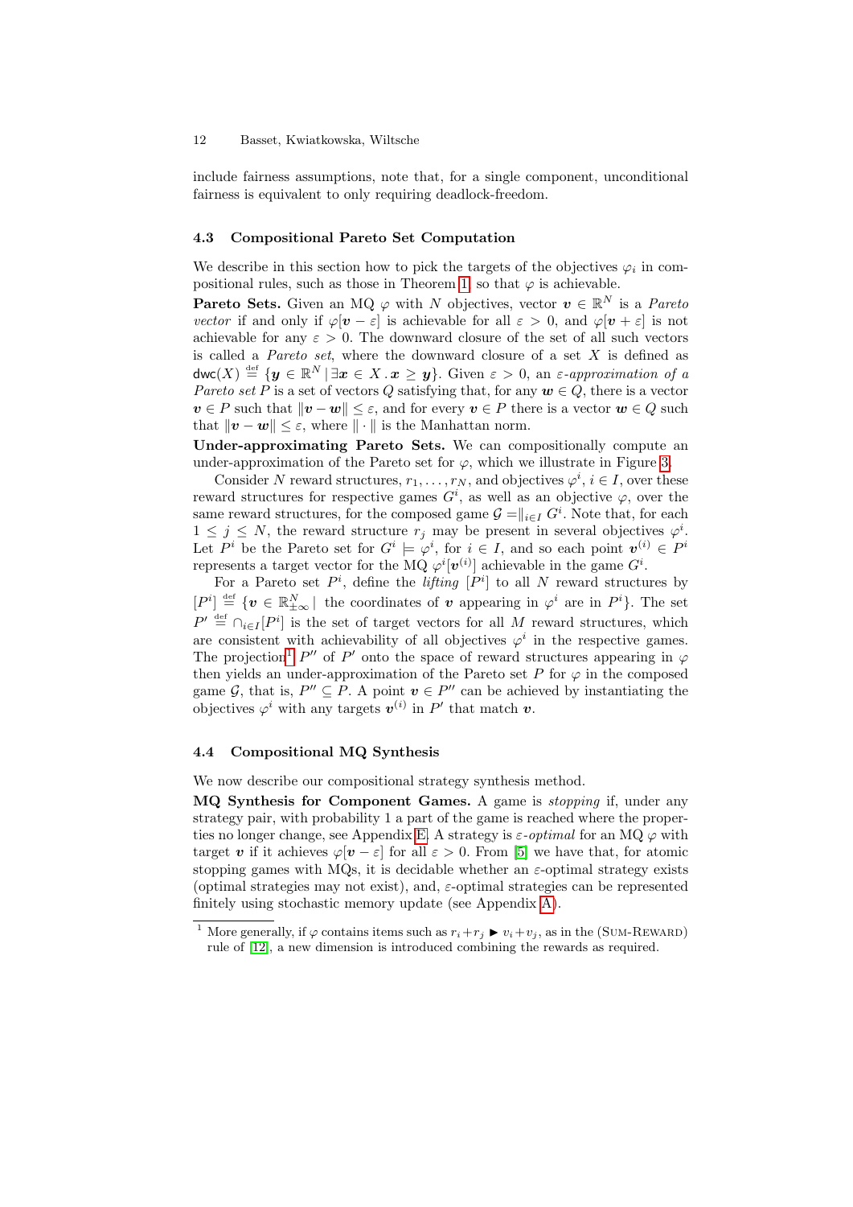include fairness assumptions, note that, for a single component, unconditional fairness is equivalent to only requiring deadlock-freedom.

### 4.3 Compositional Pareto Set Computation

We describe in this section how to pick the targets of the objectives $\varphi_i$ in compositional rules, such as those in Theorem 1, so that $\varphi$ is achievable.

**Pareto Sets.** Given an MQ $\varphi$ with $N$ objectives, vector $\boldsymbol{v} \in \mathbb{R}^N$ is a *Pareto vector* if and only if $\varphi[\boldsymbol{v} - \varepsilon]$ is achievable for all $\varepsilon > 0$, and $\varphi[\boldsymbol{v} + \varepsilon]$ is not achievable for any $\varepsilon > 0$. The downward closure of the set of all such vectors is called a *Pareto set*, where the downward closure of a set $X$ is defined as $\mathsf{dwc}(X) \stackrel{\text{def}}{=} \{\boldsymbol{y} \in \mathbb{R}^N \mid \exists \boldsymbol{x} \in X \,.\, \boldsymbol{x} \geq \boldsymbol{y}\}$. Given $\varepsilon > 0$, an *$\varepsilon$-approximation of a Pareto set* $P$ is a set of vectors $Q$ satisfying that, for any $\boldsymbol{w} \in Q$, there is a vector $\boldsymbol{v} \in P$ such that $\|\boldsymbol{v} - \boldsymbol{w}\| \leq \varepsilon$, and for every $\boldsymbol{v} \in P$ there is a vector $\boldsymbol{w} \in Q$ such that $\|\boldsymbol{v} - \boldsymbol{w}\| \leq \varepsilon$, where $\|\cdot\|$ is the Manhattan norm.

**Under-approximating Pareto Sets.** We can compositionally compute an under-approximation of the Pareto set for $\varphi$, which we illustrate in Figure 3.

Consider $N$ reward structures, $r_1, \ldots, r_N$, and objectives $\varphi^i$, $i \in I$, over these reward structures for respective games $G^i$, as well as an objective $\varphi$, over the same reward structures, for the composed game $\mathcal{G} = \|_{i \in I} G^i$. Note that, for each $1 \leq j \leq N$, the reward structure $r_j$ may be present in several objectives $\varphi^i$. Let $P^i$ be the Pareto set for $G^i \models \varphi^i$, for $i \in I$, and so each point $\boldsymbol{v}^{(i)} \in P^i$ represents a target vector for the MQ $\varphi^i[\boldsymbol{v}^{(i)}]$ achievable in the game $G^i$.

For a Pareto set $P^i$, define the *lifting* $[P^i]$ to all $N$ reward structures by $[P^i] \stackrel{\text{def}}{=} \{\boldsymbol{v} \in \mathbb{R}^N_{\pm\infty} \mid$ the coordinates of $\boldsymbol{v}$ appearing in $\varphi^i$ are in $P^i\}$. The set $P' \stackrel{\text{def}}{=} \cap_{i \in I}[P^i]$ is the set of target vectors for all $M$ reward structures, which are consistent with achievability of all objectives $\varphi^i$ in the respective games. The projection[1] $P''$ of $P'$ onto the space of reward structures appearing in $\varphi$ then yields an under-approximation of the Pareto set $P$ for $\varphi$ in the composed game $\mathcal{G}$, that is, $P'' \subseteq P$. A point $\boldsymbol{v} \in P''$ can be achieved by instantiating the objectives $\varphi^i$ with any targets $\boldsymbol{v}^{(i)}$ in $P'$ that match $\boldsymbol{v}$.

### 4.4 Compositional MQ Synthesis

We now describe our compositional strategy synthesis method.

**MQ Synthesis for Component Games.** A game is *stopping* if, under any strategy pair, with probability 1 a part of the game is reached where the properties no longer change, see Appendix E. A strategy is *$\varepsilon$-optimal* for an MQ $\varphi$ with target $\boldsymbol{v}$ if it achieves $\varphi[\boldsymbol{v} - \varepsilon]$ for all $\varepsilon > 0$. From [5] we have that, for atomic stopping games with MQs, it is decidable whether an $\varepsilon$-optimal strategy exists (optimal strategies may not exist), and, $\varepsilon$-optimal strategies can be represented finitely using stochastic memory update (see Appendix A).

---

[1] More generally, if $\varphi$ contains items such as $r_i + r_j \blacktriangleright v_i + v_j$, as in the (SUM-REWARD) rule of [12], a new dimension is introduced combining the rewards as required.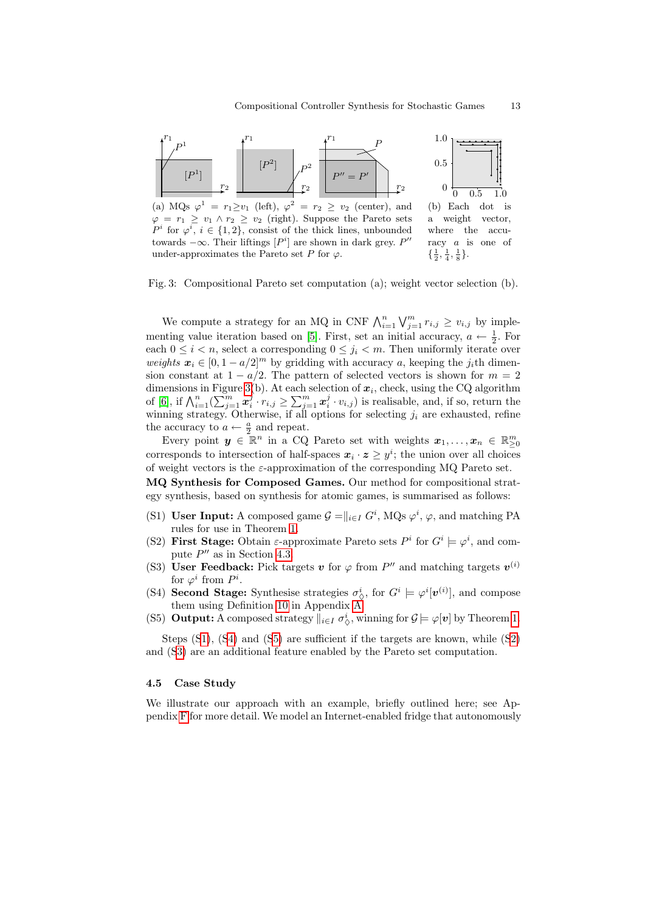(a) MQs $\varphi^1 = r_1 \geq v_1$ (left), $\varphi^2 = r_2 \geq v_2$ (center), and $\varphi = r_1 \geq v_1 \wedge r_2 \geq v_2$ (right). Suppose the Pareto sets $P^i$ for $\varphi^i$, $i \in \{1, 2\}$, consist of the thick lines, unbounded towards $-\infty$. Their liftings $[P^i]$ are shown in dark grey. $P''$ under-approximates the Pareto set $P$ for $\varphi$.

(b) Each dot is a weight vector, where the accuracy $a$ is one of $\{\frac{1}{2}, \frac{1}{4}, \frac{1}{8}\}$.

Fig. 3: Compositional Pareto set computation (a); weight vector selection (b).

We compute a strategy for an MQ in CNF $\bigwedge_{i=1}^{n} \bigvee_{j=1}^{m} r_{i,j} \geq v_{i,j}$ by implementing value iteration based on [5]. First, set an initial accuracy, $a \leftarrow \frac{1}{2}$. For each $0 \leq i < n$, select a corresponding $0 \leq j_i < m$. Then uniformly iterate over *weights* $\boldsymbol{x}_i \in [0, 1 - a/2]^m$ by gridding with accuracy $a$, keeping the $j_i$th dimension constant at $1 - a/2$. The pattern of selected vectors is shown for $m = 2$ dimensions in Figure 3(b). At each selection of $\boldsymbol{x}_i$, check, using the CQ algorithm of [6], if $\bigwedge_{i=1}^{n} (\sum_{j=1}^{m} \boldsymbol{x}_i^j \cdot r_{i,j} \geq \sum_{j=1}^{m} \boldsymbol{x}_i^j \cdot v_{i,j})$ is realisable, and, if so, return the winning strategy. Otherwise, if all options for selecting $j_i$ are exhausted, refine the accuracy to $a \leftarrow \frac{a}{2}$ and repeat.

Every point $\boldsymbol{y} \in \mathbb{R}^n$ in a CQ Pareto set with weights $\boldsymbol{x}_1, \ldots, \boldsymbol{x}_n \in \mathbb{R}^m_{\geq 0}$ corresponds to intersection of half-spaces $\boldsymbol{x}_i \cdot \boldsymbol{z} \geq y^i$; the union over all choices of weight vectors is the $\varepsilon$-approximation of the corresponding MQ Pareto set.

**MQ Synthesis for Composed Games.** Our method for compositional strategy synthesis, based on synthesis for atomic games, is summarised as follows:

- (S1) **User Input:** A composed game $\mathcal{G} = \|_{i \in I} G^i$, MQs $\varphi^i$, $\varphi$, and matching PA rules for use in Theorem 1.
- (S2) **First Stage:** Obtain $\varepsilon$-approximate Pareto sets $P^i$ for $G^i \models \varphi^i$, and compute $P''$ as in Section 4.3.
- (S3) **User Feedback:** Pick targets $\boldsymbol{v}$ for $\varphi$ from $P''$ and matching targets $\boldsymbol{v}^{(i)}$ for $\varphi^i$ from $P^i$.
- (S4) **Second Stage:** Synthesise strategies $\sigma^i_\Diamond$, for $G^i \models \varphi^i[\boldsymbol{v}^{(i)}]$, and compose them using Definition 10 in Appendix A.
- (S5) **Output:** A composed strategy $\|_{i \in I} \sigma^i_\Diamond$, winning for $\mathcal{G} \models \varphi[\boldsymbol{v}]$ by Theorem 1.

Steps (S1), (S4) and (S5) are sufficient if the targets are known, while (S2) and (S3) are an additional feature enabled by the Pareto set computation.

### 4.5 Case Study

We illustrate our approach with an example, briefly outlined here; see Appendix F for more detail. We model an Internet-enabled fridge that autonomously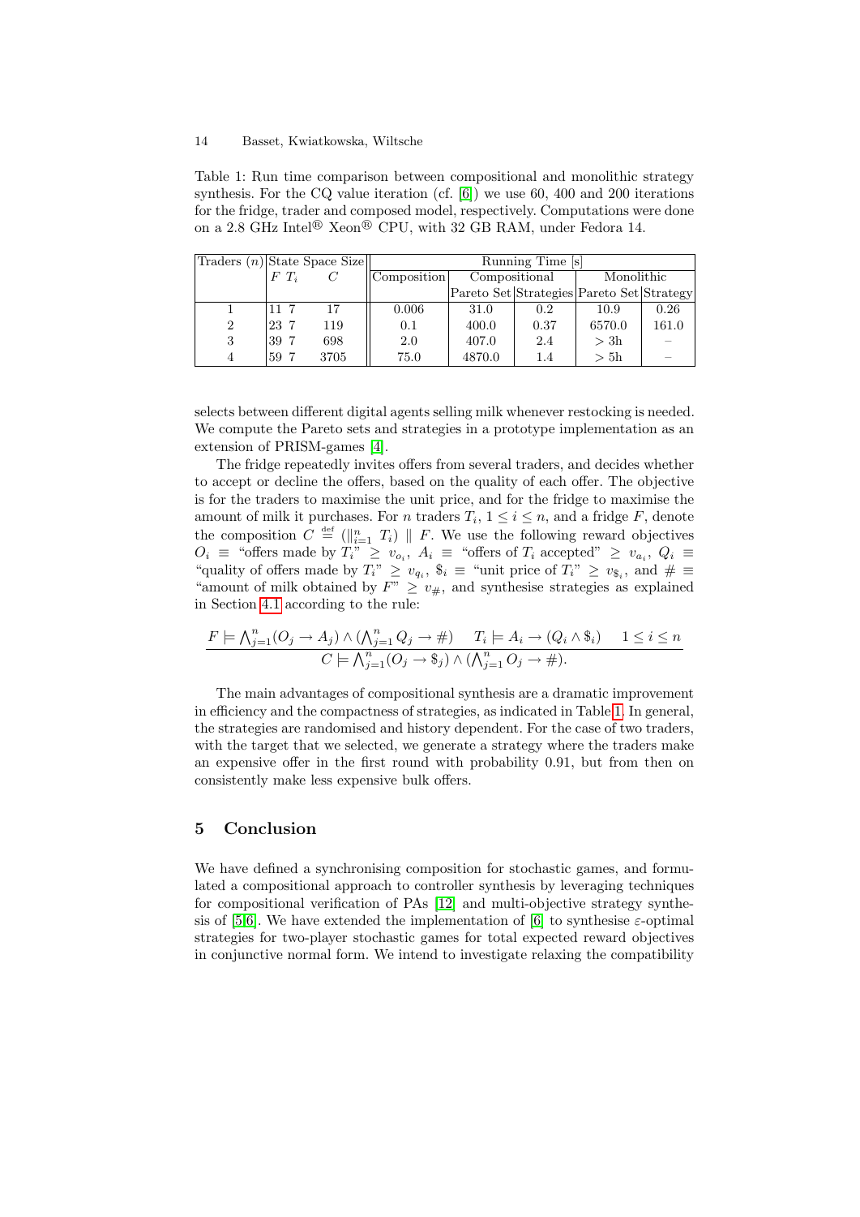Table 1: Run time comparison between compositional and monolithic strategy synthesis. For the CQ value iteration (cf. [6]) we use 60, 400 and 200 iterations for the fridge, trader and composed model, respectively. Computations were done on a 2.8 GHz Intel® Xeon® CPU, with 32 GB RAM, under Fedora 14.

| Traders ($n$) | State Space Size | | | Running Time [s] | | | | |
|---|---|---|---|---|---|---|---|---|
| | $F$ | $T_i$ | $C$ | Composition | Compositional | | Monolithic | |
| | | | | | Pareto Set | Strategies | Pareto Set | Strategy |
| 1 | 11 | 7 | 17 | 0.006 | 31.0 | 0.2 | 10.9 | 0.26 |
| 2 | 23 | 7 | 119 | 0.1 | 400.0 | 0.37 | 6570.0 | 161.0 |
| 3 | 39 | 7 | 698 | 2.0 | 407.0 | 2.4 | > 3h | – |
| 4 | 59 | 7 | 3705 | 75.0 | 4870.0 | 1.4 | > 5h | – |

selects between different digital agents selling milk whenever restocking is needed. We compute the Pareto sets and strategies in a prototype implementation as an extension of PRISM-games [4].

The fridge repeatedly invites offers from several traders, and decides whether to accept or decline the offers, based on the quality of each offer. The objective is for the traders to maximise the unit price, and for the fridge to maximise the amount of milk it purchases. For $n$ traders $T_i$, $1 \leq i \leq n$, and a fridge $F$, denote the composition $C \stackrel{\text{def}}{=} (\|_{i=1}^{n} T_i) \parallel F$. We use the following reward objectives $O_i \equiv$ "offers made by $T_i$" $\geq v_{o_i}$, $A_i \equiv$ "offers of $T_i$ accepted" $\geq v_{a_i}$, $Q_i \equiv$ "quality of offers made by $T_i$" $\geq v_{q_i}$, $\$_i \equiv$ "unit price of $T_i$" $\geq v_{\$_i}$, and $\# \equiv$ "amount of milk obtained by $F$" $\geq v_{\#}$, and synthesise strategies as explained in Section 4.1 according to the rule:

$$\frac{F \models \bigwedge_{j=1}^{n}(O_j \rightarrow A_j) \wedge (\bigwedge_{j=1}^{n} Q_j \rightarrow \#) \qquad T_i \models A_i \rightarrow (Q_i \wedge \$_i) \qquad 1 \leq i \leq n}{C \models \bigwedge_{j=1}^{n}(O_j \rightarrow \$_j) \wedge (\bigwedge_{j=1}^{n} O_j \rightarrow \#).}$$

The main advantages of compositional synthesis are a dramatic improvement in efficiency and the compactness of strategies, as indicated in Table 1. In general, the strategies are randomised and history dependent. For the case of two traders, with the target that we selected, we generate a strategy where the traders make an expensive offer in the first round with probability 0.91, but from then on consistently make less expensive bulk offers.

## 5 Conclusion

We have defined a synchronising composition for stochastic games, and formulated a compositional approach to controller synthesis by leveraging techniques for compositional verification of PAs [12] and multi-objective strategy synthesis of [5,6]. We have extended the implementation of [6] to synthesise $\varepsilon$-optimal strategies for two-player stochastic games for total expected reward objectives in conjunctive normal form. We intend to investigate relaxing the compatibility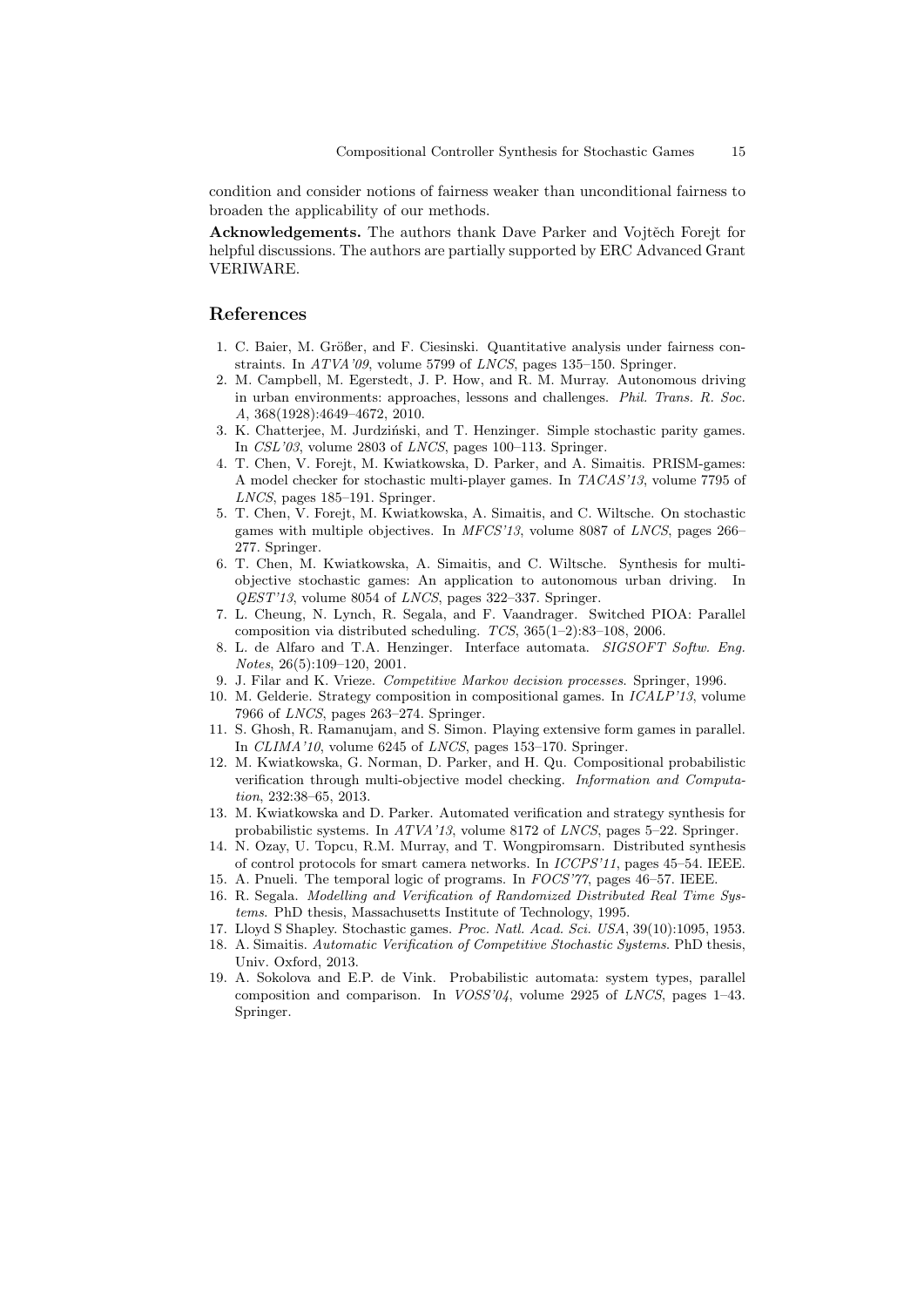condition and consider notions of fairness weaker than unconditional fairness to broaden the applicability of our methods.

**Acknowledgements.** The authors thank Dave Parker and Vojtěch Forejt for helpful discussions. The authors are partially supported by ERC Advanced Grant VERIWARE.

## References

1. C. Baier, M. Größer, and F. Ciesinski. Quantitative analysis under fairness constraints. In *ATVA'09*, volume 5799 of *LNCS*, pages 135–150. Springer.
2. M. Campbell, M. Egerstedt, J. P. How, and R. M. Murray. Autonomous driving in urban environments: approaches, lessons and challenges. *Phil. Trans. R. Soc. A*, 368(1928):4649–4672, 2010.
3. K. Chatterjee, M. Jurdziński, and T. Henzinger. Simple stochastic parity games. In *CSL'03*, volume 2803 of *LNCS*, pages 100–113. Springer.
4. T. Chen, V. Forejt, M. Kwiatkowska, D. Parker, and A. Simaitis. PRISM-games: A model checker for stochastic multi-player games. In *TACAS'13*, volume 7795 of *LNCS*, pages 185–191. Springer.
5. T. Chen, V. Forejt, M. Kwiatkowska, A. Simaitis, and C. Wiltsche. On stochastic games with multiple objectives. In *MFCS'13*, volume 8087 of *LNCS*, pages 266–277. Springer.
6. T. Chen, M. Kwiatkowska, A. Simaitis, and C. Wiltsche. Synthesis for multi-objective stochastic games: An application to autonomous urban driving. In *QEST'13*, volume 8054 of *LNCS*, pages 322–337. Springer.
7. L. Cheung, N. Lynch, R. Segala, and F. Vaandrager. Switched PIOA: Parallel composition via distributed scheduling. *TCS*, 365(1–2):83–108, 2006.
8. L. de Alfaro and T.A. Henzinger. Interface automata. *SIGSOFT Softw. Eng. Notes*, 26(5):109–120, 2001.
9. J. Filar and K. Vrieze. *Competitive Markov decision processes*. Springer, 1996.
10. M. Gelderie. Strategy composition in compositional games. In *ICALP'13*, volume 7966 of *LNCS*, pages 263–274. Springer.
11. S. Ghosh, R. Ramanujam, and S. Simon. Playing extensive form games in parallel. In *CLIMA'10*, volume 6245 of *LNCS*, pages 153–170. Springer.
12. M. Kwiatkowska, G. Norman, D. Parker, and H. Qu. Compositional probabilistic verification through multi-objective model checking. *Information and Computation*, 232:38–65, 2013.
13. M. Kwiatkowska and D. Parker. Automated verification and strategy synthesis for probabilistic systems. In *ATVA'13*, volume 8172 of *LNCS*, pages 5–22. Springer.
14. N. Ozay, U. Topcu, R.M. Murray, and T. Wongpiromsarn. Distributed synthesis of control protocols for smart camera networks. In *ICCPS'11*, pages 45–54. IEEE.
15. A. Pnueli. The temporal logic of programs. In *FOCS'77*, pages 46–57. IEEE.
16. R. Segala. *Modelling and Verification of Randomized Distributed Real Time Systems*. PhD thesis, Massachusetts Institute of Technology, 1995.
17. Lloyd S Shapley. Stochastic games. *Proc. Natl. Acad. Sci. USA*, 39(10):1095, 1953.
18. A. Simaitis. *Automatic Verification of Competitive Stochastic Systems*. PhD thesis, Univ. Oxford, 2013.
19. A. Sokolova and E.P. de Vink. Probabilistic automata: system types, parallel composition and comparison. In *VOSS'04*, volume 2925 of *LNCS*, pages 1–43. Springer.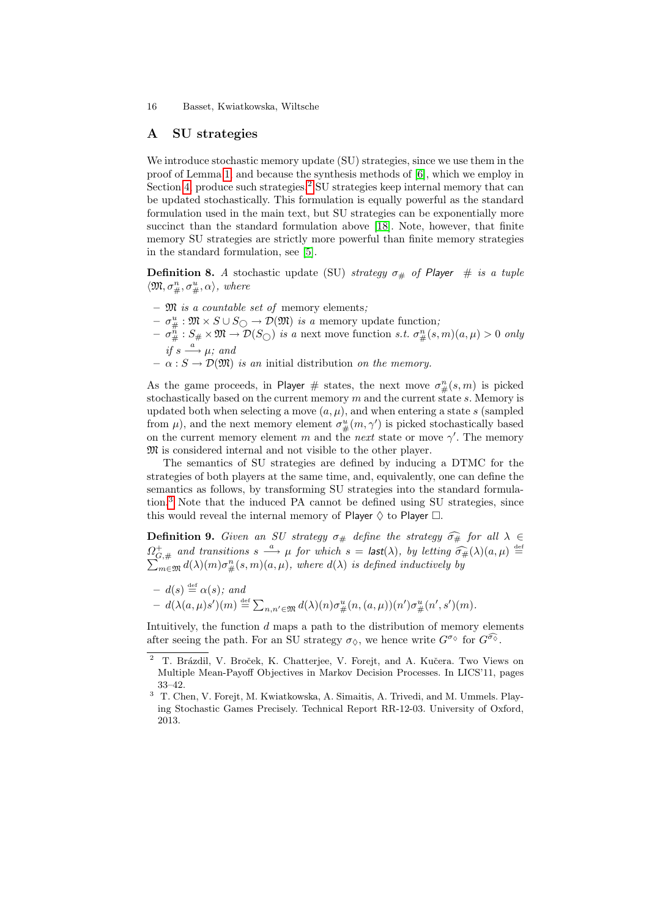## A SU strategies

We introduce stochastic memory update (SU) strategies, since we use them in the proof of Lemma 1, and because the synthesis methods of [6], which we employ in Section 4, produce such strategies.[2] SU strategies keep internal memory that can be updated stochastically. This formulation is equally powerful as the standard formulation used in the main text, but SU strategies can be exponentially more succinct than the standard formulation above [18]. Note, however, that finite memory SU strategies are strictly more powerful than finite memory strategies in the standard formulation, see [5].

**Definition 8.** *A stochastic update (SU) strategy $\sigma_\#$ of Player $\#$ is a tuple $\langle \mathfrak{M}, \sigma^n_\#, \sigma^u_\#, \alpha \rangle$, where*

- *$\mathfrak{M}$ is a countable set of memory elements;*
- *$\sigma^u_\# : \mathfrak{M} \times S \cup S_\bigcirc \to \mathcal{D}(\mathfrak{M})$ is a memory update function;*
- *$\sigma^n_\# : S_\# \times \mathfrak{M} \to \mathcal{D}(S_\bigcirc)$ is a next move function s.t. $\sigma^n_\#(s, m)(a, \mu) > 0$ only if $s \xrightarrow{a} \mu$; and*
- *$\alpha : S \to \mathcal{D}(\mathfrak{M})$ is an initial distribution on the memory.*

As the game proceeds, in Player $\#$ states, the next move $\sigma^n_\#(s, m)$ is picked stochastically based on the current memory $m$ and the current state $s$. Memory is updated both when selecting a move $(a, \mu)$, and when entering a state $s$ (sampled from $\mu$), and the next memory element $\sigma^u_\#(m, \gamma')$ is picked stochastically based on the current memory element $m$ and the *next* state or move $\gamma'$. The memory $\mathfrak{M}$ is considered internal and not visible to the other player.

The semantics of SU strategies are defined by inducing a DTMC for the strategies of both players at the same time, and, equivalently, one can define the semantics as follows, by transforming SU strategies into the standard formulation.[3] Note that the induced PA cannot be defined using SU strategies, since this would reveal the internal memory of Player $\Diamond$ to Player $\Box$.

**Definition 9.** *Given an SU strategy $\sigma_\#$ define the strategy $\widehat{\sigma_\#}$ for all $\lambda \in \Omega^+_{G,\#}$ and transitions $s \xrightarrow{a} \mu$ for which $s = \mathsf{last}(\lambda)$, by letting $\widehat{\sigma_\#}(\lambda)(a, \mu) \stackrel{\text{def}}{=} \sum_{m \in \mathfrak{M}} d(\lambda)(m) \sigma^n_\#(s, m)(a, \mu)$, where $d(\lambda)$ is defined inductively by*

- *$d(s) \stackrel{\text{def}}{=} \alpha(s)$; and*
- *$d(\lambda(a, \mu)s')(m) \stackrel{\text{def}}{=} \sum_{n, n' \in \mathfrak{M}} d(\lambda)(n) \sigma^u_\#(n, (a, \mu))(n') \sigma^u_\#(n', s')(m)$.*

Intuitively, the function $d$ maps a path to the distribution of memory elements after seeing the path. For an SU strategy $\sigma_\Diamond$, we hence write $G^{\sigma_\Diamond}$ for $G^{\widehat{\sigma_\Diamond}}$.

---

[2] T. Brázdil, V. Brožek, K. Chatterjee, V. Forejt, and A. Kučera. Two Views on Multiple Mean-Payoff Objectives in Markov Decision Processes. In LICS'11, pages 33–42.

[3] T. Chen, V. Forejt, M. Kwiatkowska, A. Simaitis, A. Trivedi, and M. Ummels. Playing Stochastic Games Precisely. Technical Report RR-12-03. University of Oxford, 2013.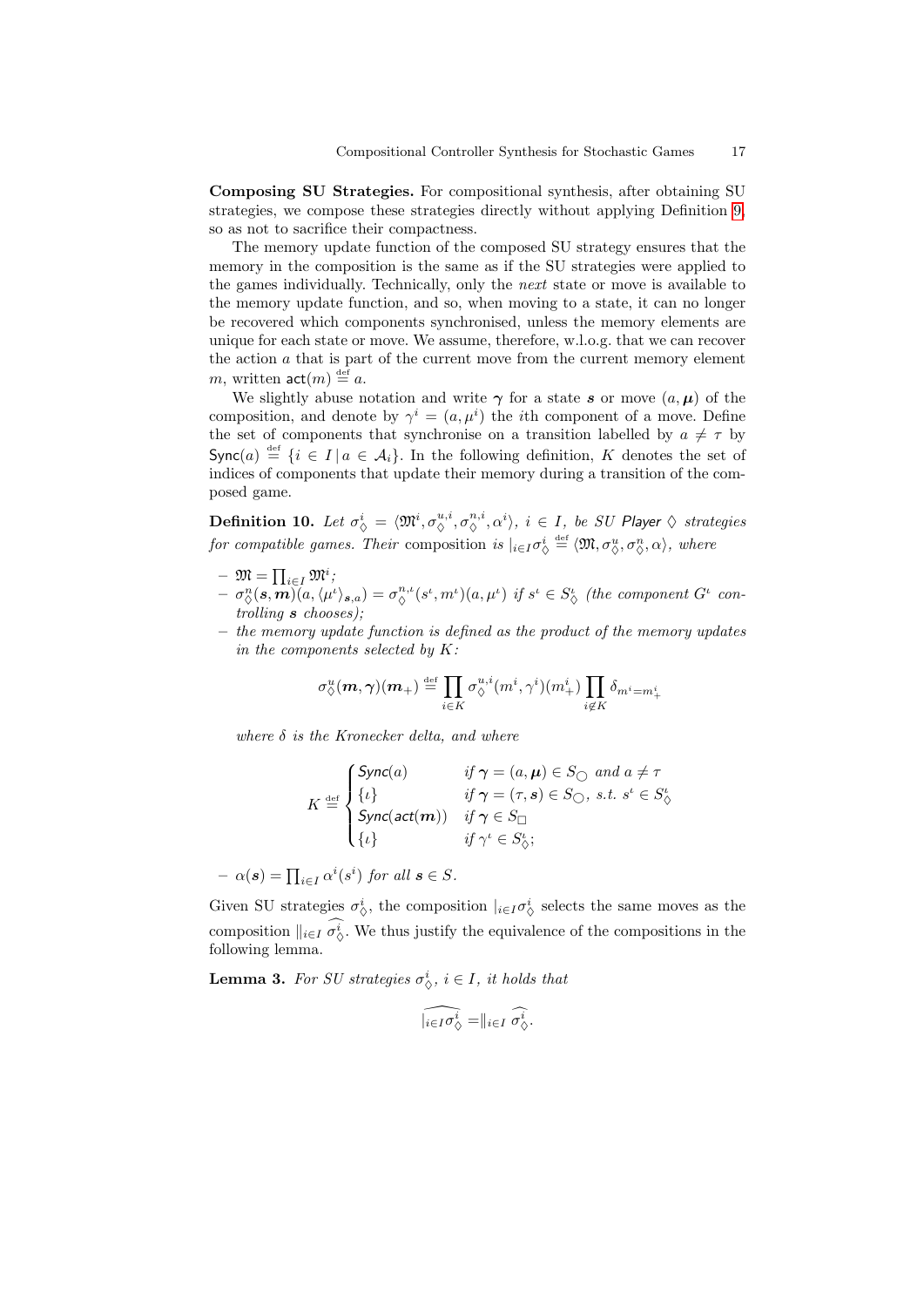**Composing SU Strategies.** For compositional synthesis, after obtaining SU strategies, we compose these strategies directly without applying Definition 9, so as not to sacrifice their compactness.

The memory update function of the composed SU strategy ensures that the memory in the composition is the same as if the SU strategies were applied to the games individually. Technically, only the *next* state or move is available to the memory update function, and so, when moving to a state, it can no longer be recovered which components synchronised, unless the memory elements are unique for each state or move. We assume, therefore, w.l.o.g. that we can recover the action $a$ that is part of the current move from the current memory element $m$, written $\mathsf{act}(m) \stackrel{\text{def}}{=} a$.

We slightly abuse notation and write $\boldsymbol{\gamma}$ for a state $\boldsymbol{s}$ or move $(a, \boldsymbol{\mu})$ of the composition, and denote by $\gamma^i = (a, \mu^i)$ the $i$th component of a move. Define the set of components that synchronise on a transition labelled by $a \neq \tau$ by $\mathsf{Sync}(a) \stackrel{\text{def}}{=} \{i \in I \,|\, a \in \mathcal{A}_i\}$. In the following definition, $K$ denotes the set of indices of components that update their memory during a transition of the composed game.

**Definition 10.** *Let $\sigma_\Diamond^i = \langle \mathfrak{M}^i, \sigma_\Diamond^{u,i}, \sigma_\Diamond^{n,i}, \alpha^i \rangle$, $i \in I$, be SU Player $\Diamond$ strategies for compatible games. Their* composition *is $|_{i \in I} \sigma_\Diamond^i \stackrel{\text{def}}{=} \langle \mathfrak{M}, \sigma_\Diamond^u, \sigma_\Diamond^n, \alpha \rangle$, where*

- $\mathfrak{M} = \prod_{i \in I} \mathfrak{M}^i$*;*
- $\sigma_\Diamond^n(\boldsymbol{s}, \boldsymbol{m})(a, \langle \mu^\iota \rangle_{\boldsymbol{s},a}) = \sigma_\Diamond^{n,\iota}(s^\iota, m^\iota)(a, \mu^\iota)$ *if $s^\iota \in S_\Diamond^\iota$ (the component $G^\iota$ controlling $\boldsymbol{s}$ chooses);*
- *the memory update function is defined as the product of the memory updates in the components selected by $K$:*

$$\sigma_\Diamond^u(\boldsymbol{m}, \boldsymbol{\gamma})(\boldsymbol{m}_+) \stackrel{\text{def}}{=} \prod_{i \in K} \sigma_\Diamond^{u,i}(m^i, \gamma^i)(m_+^i) \prod_{i \notin K} \delta_{m^i = m_+^i}$$

*where $\delta$ is the Kronecker delta, and where*

$$K \stackrel{\text{def}}{=} \begin{cases} \mathsf{Sync}(a) & \text{if } \boldsymbol{\gamma} = (a, \boldsymbol{\mu}) \in S_\bigcirc \text{ and } a \neq \tau \\ \{\iota\} & \text{if } \boldsymbol{\gamma} = (\tau, \boldsymbol{s}) \in S_\bigcirc, \text{ s.t. } s^\iota \in S_\Diamond^\iota \\ \mathsf{Sync}(\mathsf{act}(\boldsymbol{m})) & \text{if } \boldsymbol{\gamma} \in S_\Box \\ \{\iota\} & \text{if } \gamma^\iota \in S_\Diamond^\iota; \end{cases}$$

- $\alpha(\boldsymbol{s}) = \prod_{i \in I} \alpha^i(s^i)$ *for all $\boldsymbol{s} \in S$.*

Given SU strategies $\sigma_\Diamond^i$, the composition $|_{i \in I} \sigma_\Diamond^i$ selects the same moves as the composition $\|_{i \in I} \widehat{\sigma_\Diamond^i}$. We thus justify the equivalence of the compositions in the following lemma.

**Lemma 3.** *For SU strategies $\sigma_\Diamond^i$, $i \in I$, it holds that*

$$\widehat{|_{i \in I} \sigma_\Diamond^i} = \|_{i \in I} \widehat{\sigma_\Diamond^i}.$$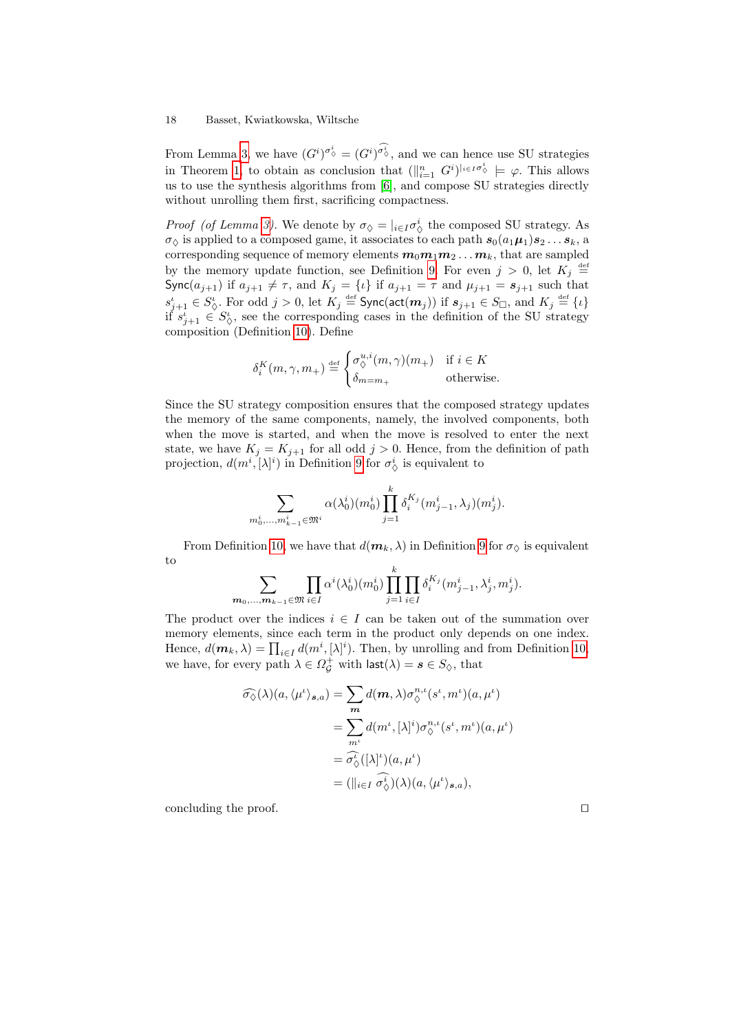From Lemma 3, we have $(G^i)^{\sigma^i_\Diamond} = (G^i)^{\widehat{\sigma^i_\Diamond}}$, and we can hence use SU strategies in Theorem 1 to obtain as conclusion that $(\|_{i=1}^n G^i)^{|_{i\in I}\sigma^i_\Diamond} \models \varphi$. This allows us to use the synthesis algorithms from [6], and compose SU strategies directly without unrolling them first, sacrificing compactness.

*Proof (of Lemma 3).* We denote by $\sigma_\Diamond = |_{i\in I}\sigma^i_\Diamond$ the composed SU strategy. As $\sigma_\Diamond$ is applied to a composed game, it associates to each path $\boldsymbol{s}_0(a_1\boldsymbol{\mu}_1)\boldsymbol{s}_2 \dots \boldsymbol{s}_k$, a corresponding sequence of memory elements $\boldsymbol{m}_0\boldsymbol{m}_1\boldsymbol{m}_2\dots\boldsymbol{m}_k$, that are sampled by the memory update function, see Definition 9. For even $j > 0$, let $K_j \stackrel{\text{def}}{=} \mathsf{Sync}(a_{j+1})$ if $a_{j+1} \neq \tau$, and $K_j = \{\iota\}$ if $a_{j+1} = \tau$ and $\mu_{j+1} = \boldsymbol{s}_{j+1}$ such that $s^\iota_{j+1} \in S^\iota_\Diamond$. For odd $j > 0$, let $K_j \stackrel{\text{def}}{=} \mathsf{Sync}(\mathsf{act}(\boldsymbol{m}_j))$ if $\boldsymbol{s}_{j+1} \in S_\Box$, and $K_j \stackrel{\text{def}}{=} \{\iota\}$ if $s^\iota_{j+1} \in S^\iota_\Diamond$, see the corresponding cases in the definition of the SU strategy composition (Definition 10). Define

$$
\delta^K_i(m, \gamma, m_+) \stackrel{\text{def}}{=} \begin{cases} \sigma^{u,i}_\Diamond(m,\gamma)(m_+) & \text{if } i \in K \\ \delta_{m=m_+} & \text{otherwise.} \end{cases}
$$

Since the SU strategy composition ensures that the composed strategy updates the memory of the same components, namely, the involved components, both when the move is started, and when the move is resolved to enter the next state, we have $K_j = K_{j+1}$ for all odd $j > 0$. Hence, from the definition of path projection, $d(m^i, [\lambda]^i)$ in Definition 9 for $\sigma^i_\Diamond$ is equivalent to

$$
\sum_{m^i_0,\dots,m^i_{k-1}\in\mathfrak{M}^i} \alpha(\lambda^i_0)(m^i_0) \prod_{j=1}^{k} \delta^{K_j}_i(m^i_{j-1}, \lambda_j)(m^i_j).
$$

From Definition 10, we have that $d(\boldsymbol{m}_k, \lambda)$ in Definition 9 for $\sigma_\Diamond$ is equivalent to

$$
\sum_{\boldsymbol{m}_0,\dots,\boldsymbol{m}_{k-1}\in\mathfrak{M}} \prod_{i\in I} \alpha^i(\lambda^i_0)(m^i_0) \prod_{j=1}^{k}\prod_{i\in I} \delta^{K_j}_i(m^i_{j-1}, \lambda^i_j, m^i_j).
$$

The product over the indices $i \in I$ can be taken out of the summation over memory elements, since each term in the product only depends on one index. Hence, $d(\boldsymbol{m}_k, \lambda) = \prod_{i\in I} d(m^i, [\lambda]^i)$. Then, by unrolling and from Definition 10, we have, for every path $\lambda \in \Omega^+_\mathcal{G}$ with $\mathsf{last}(\lambda) = \boldsymbol{s} \in S_\Diamond$, that

$$
\begin{aligned}
\widehat{\sigma_\Diamond}(\lambda)(a, \langle\mu^\iota\rangle_{\boldsymbol{s},a}) &= \sum_{\boldsymbol{m}} d(\boldsymbol{m}, \lambda)\sigma^{n,\iota}_\Diamond(s^\iota, m^\iota)(a, \mu^\iota) \\
&= \sum_{m^\iota} d(m^\iota, [\lambda]^i)\sigma^{n,\iota}_\Diamond(s^\iota, m^\iota)(a, \mu^\iota) \\
&= \widehat{\sigma^\iota_\Diamond}([\lambda]^\iota)(a, \mu^\iota) \\
&= (\|_{i\in I}\ \widehat{\sigma^i_\Diamond})(\lambda)(a, \langle\mu^\iota\rangle_{\boldsymbol{s},a}),
\end{aligned}
$$

concluding the proof. $\square$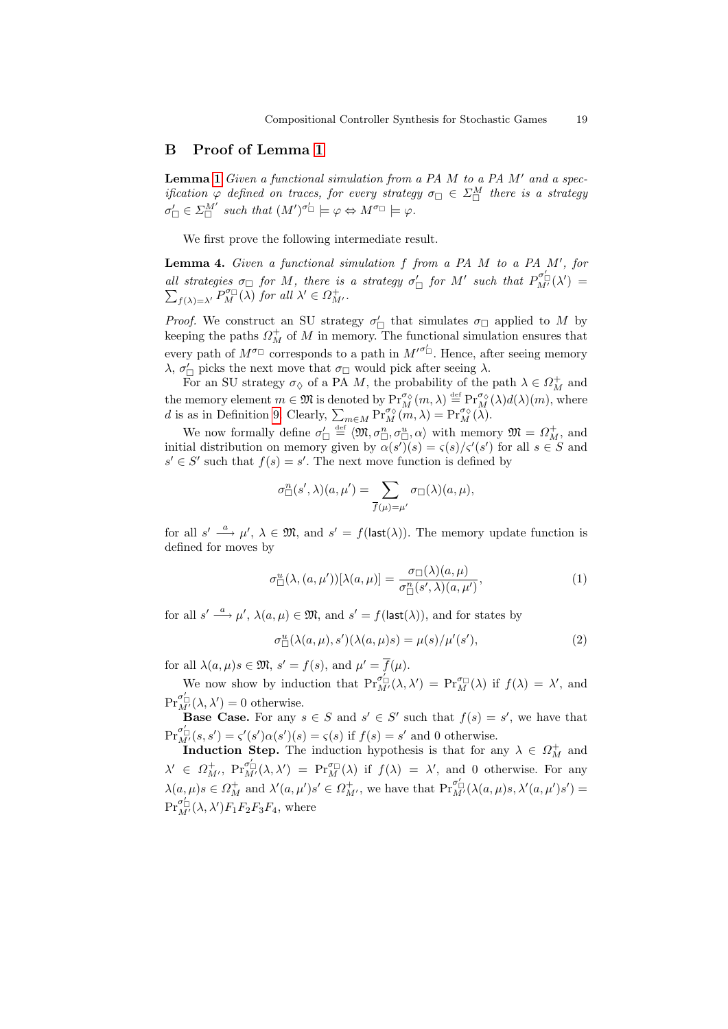## B Proof of Lemma 1

**Lemma 1** *Given a functional simulation from a PA $M$ to a PA $M'$ and a specification $\varphi$ defined on traces, for every strategy $\sigma_\Box \in \Sigma_\Box^M$ there is a strategy $\sigma'_\Box \in \Sigma_\Box^{M'}$ such that $(M')^{\sigma'_\Box} \models \varphi \Leftrightarrow M^{\sigma_\Box} \models \varphi$.*

We first prove the following intermediate result.

**Lemma 4.** *Given a functional simulation $f$ from a PA $M$ to a PA $M'$, for all strategies $\sigma_\Box$ for $M$, there is a strategy $\sigma'_\Box$ for $M'$ such that $P_{M'}^{\sigma'_\Box}(\lambda') = \sum_{f(\lambda)=\lambda'} P_M^{\sigma_\Box}(\lambda)$ for all $\lambda' \in \Omega_{M'}^+$.*

*Proof.* We construct an SU strategy $\sigma'_\Box$ that simulates $\sigma_\Box$ applied to $M$ by keeping the paths $\Omega_M^+$ of $M$ in memory. The functional simulation ensures that every path of $M^{\sigma_\Box}$ corresponds to a path in $M'^{\sigma'_\Box}$. Hence, after seeing memory $\lambda$, $\sigma'_\Box$ picks the next move that $\sigma_\Box$ would pick after seeing $\lambda$.

For an SU strategy $\sigma_\Diamond$ of a PA $M$, the probability of the path $\lambda \in \Omega_M^+$ and the memory element $m \in \mathfrak{M}$ is denoted by $\Pr_M^{\sigma_\Diamond}(m, \lambda) \overset{\text{def}}{=} \Pr_M^{\sigma_\Diamond}(\lambda) d(\lambda)(m)$, where $d$ is as in Definition 9. Clearly, $\sum_{m \in M} \Pr_M^{\sigma_\Diamond}(m, \lambda) = \Pr_M^{\sigma_\Diamond}(\lambda)$.

We now formally define $\sigma'_\Box \overset{\text{def}}{=} \langle \mathfrak{M}, \sigma_\Box^n, \sigma_\Box^u, \alpha \rangle$ with memory $\mathfrak{M} = \Omega_M^+$, and initial distribution on memory given by $\alpha(s')(s) = \varsigma(s)/\varsigma'(s')$ for all $s \in S$ and $s' \in S'$ such that $f(s) = s'$. The next move function is defined by

$$\sigma_\Box^n(s', \lambda)(a, \mu') = \sum_{\overline{f}(\mu)=\mu'} \sigma_\Box(\lambda)(a, \mu),$$

for all $s' \xrightarrow{a} \mu'$, $\lambda \in \mathfrak{M}$, and $s' = f(\mathsf{last}(\lambda))$. The memory update function is defined for moves by

$$\sigma_\Box^u(\lambda, (a, \mu'))[\lambda(a, \mu)] = \frac{\sigma_\Box(\lambda)(a, \mu)}{\sigma_\Box^n(s', \lambda)(a, \mu')}, \tag{1}$$

for all $s' \xrightarrow{a} \mu'$, $\lambda(a, \mu) \in \mathfrak{M}$, and $s' = f(\mathsf{last}(\lambda))$, and for states by

$$\sigma_\Box^u(\lambda(a, \mu), s')(\lambda(a, \mu)s) = \mu(s)/\mu'(s'), \tag{2}$$

for all $\lambda(a, \mu)s \in \mathfrak{M}$, $s' = f(s)$, and $\mu' = \overline{f}(\mu)$.

We now show by induction that $\Pr_{M'}^{\sigma'_\Box}(\lambda, \lambda') = \Pr_M^{\sigma_\Box}(\lambda)$ if $f(\lambda) = \lambda'$, and $\Pr_{M'}^{\sigma'_\Box}(\lambda, \lambda') = 0$ otherwise.

**Base Case.** For any $s \in S$ and $s' \in S'$ such that $f(s) = s'$, we have that $\Pr_{M'}^{\sigma'_\Box}(s, s') = \varsigma'(s')\alpha(s')(s) = \varsigma(s)$ if $f(s) = s'$ and 0 otherwise.

**Induction Step.** The induction hypothesis is that for any $\lambda \in \Omega_M^+$ and $\lambda' \in \Omega_{M'}^+$, $\Pr_{M'}^{\sigma'_\Box}(\lambda, \lambda') = \Pr_M^{\sigma_\Box}(\lambda)$ if $f(\lambda) = \lambda'$, and 0 otherwise. For any $\lambda(a, \mu)s \in \Omega_M^+$ and $\lambda'(a, \mu')s' \in \Omega_{M'}^+$, we have that $\Pr_{M'}^{\sigma'_\Box}(\lambda(a, \mu)s, \lambda'(a, \mu')s') = \Pr_{M'}^{\sigma'_\Box}(\lambda, \lambda') F_1 F_2 F_3 F_4$, where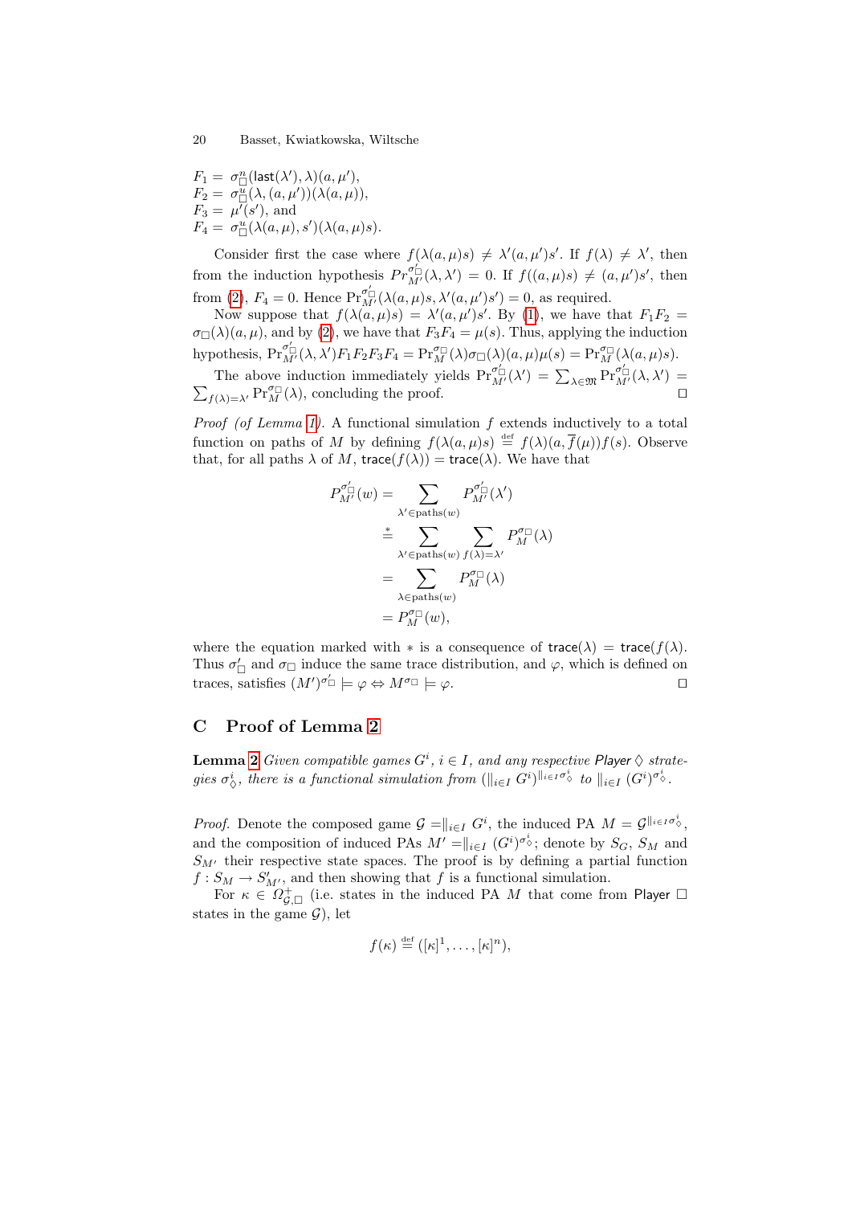$F_1 = \sigma^n_{\Box}(\mathsf{last}(\lambda'), \lambda)(a, \mu')$,
$F_2 = \sigma^u_{\Box}(\lambda, (a, \mu'))(\lambda(a, \mu))$,
$F_3 = \mu'(s')$, and
$F_4 = \sigma^u_{\Box}(\lambda(a, \mu), s')(\lambda(a, \mu)s)$.

Consider first the case where $f(\lambda(a, \mu)s) \neq \lambda'(a, \mu')s'$. If $f(\lambda) \neq \lambda'$, then from the induction hypothesis $Pr^{\sigma'_{\Box}}_{M'}(\lambda, \lambda') = 0$. If $f((a, \mu)s) \neq (a, \mu')s'$, then from (2), $F_4 = 0$. Hence $\Pr^{\sigma'_{\Box}}_{M'}(\lambda(a, \mu)s, \lambda'(a, \mu')s') = 0$, as required.

Now suppose that $f(\lambda(a, \mu)s) = \lambda'(a, \mu')s'$. By (1), we have that $F_1 F_2 = \sigma_{\Box}(\lambda)(a, \mu)$, and by (2), we have that $F_3 F_4 = \mu(s)$. Thus, applying the induction hypothesis, $\Pr^{\sigma'_{\Box}}_{M'}(\lambda, \lambda')F_1F_2F_3F_4 = \Pr^{\sigma_{\Box}}_{M}(\lambda)\sigma_{\Box}(\lambda)(a, \mu)\mu(s) = \Pr^{\sigma_{\Box}}_{M}(\lambda(a, \mu)s)$.

The above induction immediately yields $\Pr^{\sigma'_{\Box}}_{M'}(\lambda') = \sum_{\lambda \in \mathfrak{M}} \Pr^{\sigma'_{\Box}}_{M'}(\lambda, \lambda') = \sum_{f(\lambda)=\lambda'} \Pr^{\sigma_{\Box}}_{M}(\lambda)$, concluding the proof. □

*Proof (of Lemma 1).* A functional simulation $f$ extends inductively to a total function on paths of $M$ by defining $f(\lambda(a, \mu)s) \stackrel{\text{def}}{=} f(\lambda)(a, \overline{f}(\mu))f(s)$. Observe that, for all paths $\lambda$ of $M$, $\mathsf{trace}(f(\lambda)) = \mathsf{trace}(\lambda)$. We have that

$$
\begin{aligned}
P^{\sigma'_{\Box}}_{M'}(w) &= \sum_{\lambda' \in \mathrm{paths}(w)} P^{\sigma'_{\Box}}_{M'}(\lambda') \\
&\stackrel{*}{=} \sum_{\lambda' \in \mathrm{paths}(w)} \sum_{f(\lambda)=\lambda'} P^{\sigma_{\Box}}_{M}(\lambda) \\
&= \sum_{\lambda \in \mathrm{paths}(w)} P^{\sigma_{\Box}}_{M}(\lambda) \\
&= P^{\sigma_{\Box}}_{M}(w),
\end{aligned}
$$

where the equation marked with $*$ is a consequence of $\mathsf{trace}(\lambda) = \mathsf{trace}(f(\lambda))$. Thus $\sigma'_{\Box}$ and $\sigma_{\Box}$ induce the same trace distribution, and $\varphi$, which is defined on traces, satisfies $(M')^{\sigma'_{\Box}} \models \varphi \Leftrightarrow M^{\sigma_{\Box}} \models \varphi$. □

## C Proof of Lemma 2

**Lemma 2** *Given compatible games $G^i$, $i \in I$, and any respective Player $\Diamond$ strategies $\sigma^i_{\Diamond}$, there is a functional simulation from $(\|_{i \in I} G^i)^{\|_{i \in I}\sigma^i_{\Diamond}}$ to $\|_{i \in I} (G^i)^{\sigma^i_{\Diamond}}$.*

*Proof.* Denote the composed game $\mathcal{G} = \|_{i \in I} G^i$, the induced PA $M = \mathcal{G}^{\|_{i \in I}\sigma^i_{\Diamond}}$, and the composition of induced PAs $M' = \|_{i \in I} (G^i)^{\sigma^i_{\Diamond}}$; denote by $S_G$, $S_M$ and $S_{M'}$ their respective state spaces. The proof is by defining a partial function $f : S_M \to S'_{M'}$, and then showing that $f$ is a functional simulation.

For $\kappa \in \Omega^+_{\mathcal{G},\Box}$ (i.e. states in the induced PA $M$ that come from Player $\Box$ states in the game $\mathcal{G}$), let

$$
f(\kappa) \stackrel{\text{def}}{=} ([\kappa]^1, \ldots, [\kappa]^n),
$$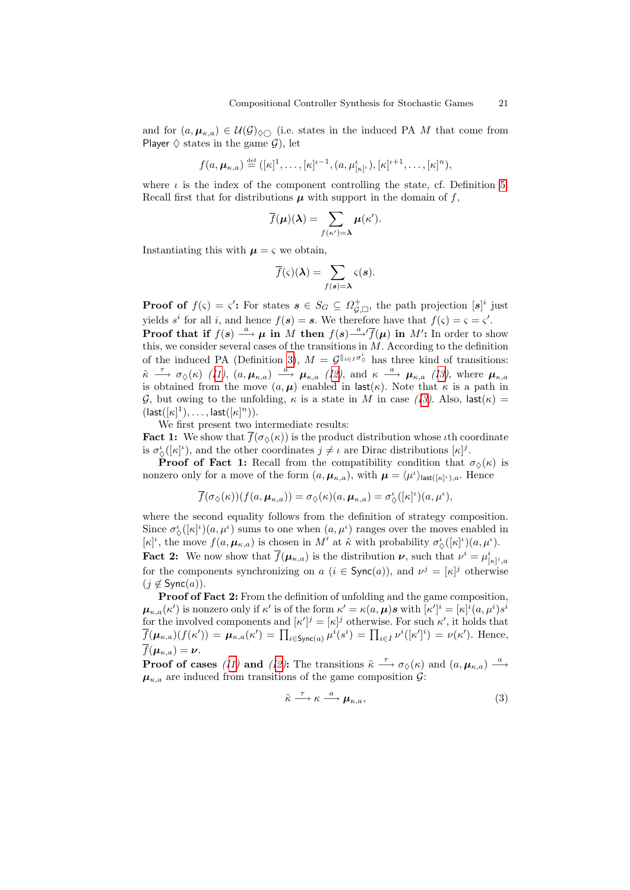and for $(a, \boldsymbol{\mu}_{\kappa,a}) \in \mathcal{U}(\mathcal{G})_{\Diamond\bigcirc}$ (i.e. states in the induced PA $M$ that come from Player $\Diamond$ states in the game $\mathcal{G}$), let

$$f(a, \boldsymbol{\mu}_{\kappa,a}) \stackrel{\text{def}}{=} ([\kappa]^1, \ldots, [\kappa]^{\iota-1}, (a, \mu^{\iota}_{[\kappa]^{\iota}}), [\kappa]^{\iota+1}, \ldots, [\kappa]^n),$$

where $\iota$ is the index of the component controlling the state, cf. Definition 5. Recall first that for distributions $\boldsymbol{\mu}$ with support in the domain of $f$,

$$\overline{f}(\boldsymbol{\mu})(\boldsymbol{\lambda}) = \sum_{f(\kappa')=\boldsymbol{\lambda}} \boldsymbol{\mu}(\kappa').$$

Instantiating this with $\boldsymbol{\mu} = \varsigma$ we obtain,

$$\overline{f}(\varsigma)(\boldsymbol{\lambda}) = \sum_{f(\boldsymbol{s})=\boldsymbol{\lambda}} \varsigma(\boldsymbol{s}).$$

**Proof of $f(\varsigma) = \varsigma'$:** For states $\boldsymbol{s} \in S_G \subseteq \Omega^+_{\mathcal{G},\Box}$, the path projection $[\boldsymbol{s}]^i$ just yields $s^i$ for all $i$, and hence $f(\boldsymbol{s}) = \boldsymbol{s}$. We therefore have that $f(\varsigma) = \varsigma = \varsigma'$.
**Proof that if $f(\boldsymbol{s}) \xrightarrow{a} \boldsymbol{\mu}$ in $M$ then $f(\boldsymbol{s}) \xrightarrow{a}{}' \overline{f}(\boldsymbol{\mu})$ in $M'$:** In order to show this, we consider several cases of the transitions in $M$. According to the definition of the induced PA (Definition 3), $M = \mathcal{G}^{\|_{i\in I}\sigma^i_\Diamond}$ has three kind of transitions: $\tilde{\kappa} \xrightarrow{\tau} \sigma_\Diamond(\kappa)$ (I1), $(a, \boldsymbol{\mu}_{\kappa,a}) \xrightarrow{a} \boldsymbol{\mu}_{\kappa,a}$ (I2), and $\kappa \xrightarrow{a} \boldsymbol{\mu}_{\kappa,a}$ (I3), where $\boldsymbol{\mu}_{\kappa,a}$ is obtained from the move $(a, \boldsymbol{\mu})$ enabled in $\mathsf{last}(\kappa)$. Note that $\kappa$ is a path in $\mathcal{G}$, but owing to the unfolding, $\kappa$ is a state in $M$ in case (I3). Also, $\mathsf{last}(\kappa) = (\mathsf{last}([\kappa]^1), \ldots, \mathsf{last}([\kappa]^n))$.

We first present two intermediate results:
**Fact 1:** We show that $\overline{f}(\sigma_\Diamond(\kappa))$ is the product distribution whose $\iota$th coordinate is $\sigma^{\iota}_\Diamond([\kappa]^{\iota})$, and the other coordinates $j \neq \iota$ are Dirac distributions $[\kappa]^j$.

**Proof of Fact 1:** Recall from the compatibility condition that $\sigma_\Diamond(\kappa)$ is nonzero only for a move of the form $(a, \boldsymbol{\mu}_{\kappa,a})$, with $\boldsymbol{\mu} = \langle \mu^{\iota} \rangle_{\mathsf{last}([\kappa]^{\iota}),a}$. Hence

$$\overline{f}(\sigma_\Diamond(\kappa))(f(a, \boldsymbol{\mu}_{\kappa,a})) = \sigma_\Diamond(\kappa)(a, \boldsymbol{\mu}_{\kappa,a}) = \sigma^{\iota}_\Diamond([\kappa]^{\iota})(a, \mu^{\iota}),$$

where the second equality follows from the definition of strategy composition. Since $\sigma^{\iota}_\Diamond([\kappa]^{\iota})(a, \mu^{\iota})$ sums to one when $(a, \mu^{\iota})$ ranges over the moves enabled in $[\kappa]^{\iota}$, the move $f(a, \boldsymbol{\mu}_{\kappa,a})$ is chosen in $M'$ at $\tilde{\kappa}$ with probability $\sigma^{\iota}_\Diamond([\kappa]^{\iota})(a, \mu^{\iota})$.
**Fact 2:** We now show that $\overline{f}(\boldsymbol{\mu}_{\kappa,a})$ is the distribution $\boldsymbol{\nu}$, such that $\nu^i = \mu^i_{[\kappa]^i,a}$ for the components synchronizing on $a$ ($i \in \mathsf{Sync}(a)$), and $\nu^j = [\kappa]^j$ otherwise ($j \notin \mathsf{Sync}(a)$).

**Proof of Fact 2:** From the definition of unfolding and the game composition, $\boldsymbol{\mu}_{\kappa,a}(\kappa')$ is nonzero only if $\kappa'$ is of the form $\kappa' = \kappa(a, \boldsymbol{\mu})\boldsymbol{s}$ with $[\kappa']^i = [\kappa]^i(a, \mu^i)s^i$ for the involved components and $[\kappa']^j = [\kappa]^j$ otherwise. For such $\kappa'$, it holds that $\overline{f}(\boldsymbol{\mu}_{\kappa,a})(f(\kappa')) = \boldsymbol{\mu}_{\kappa,a}(\kappa') = \prod_{i\in\mathsf{Sync}(a)} \mu^i(s^i) = \prod_{i\in I} \nu^i([\kappa']^i) = \nu(\kappa')$. Hence, $\overline{f}(\boldsymbol{\mu}_{\kappa,a}) = \boldsymbol{\nu}$.
**Proof of cases (I1) and (I2):** The transitions $\tilde{\kappa} \xrightarrow{\tau} \sigma_\Diamond(\kappa)$ and $(a, \boldsymbol{\mu}_{\kappa,a}) \xrightarrow{a} \boldsymbol{\mu}_{\kappa,a}$ are induced from transitions of the game composition $\mathcal{G}$:

$$\tilde{\kappa} \xrightarrow{\tau} \kappa \xrightarrow{a} \boldsymbol{\mu}_{\kappa,a}, \tag{3}$$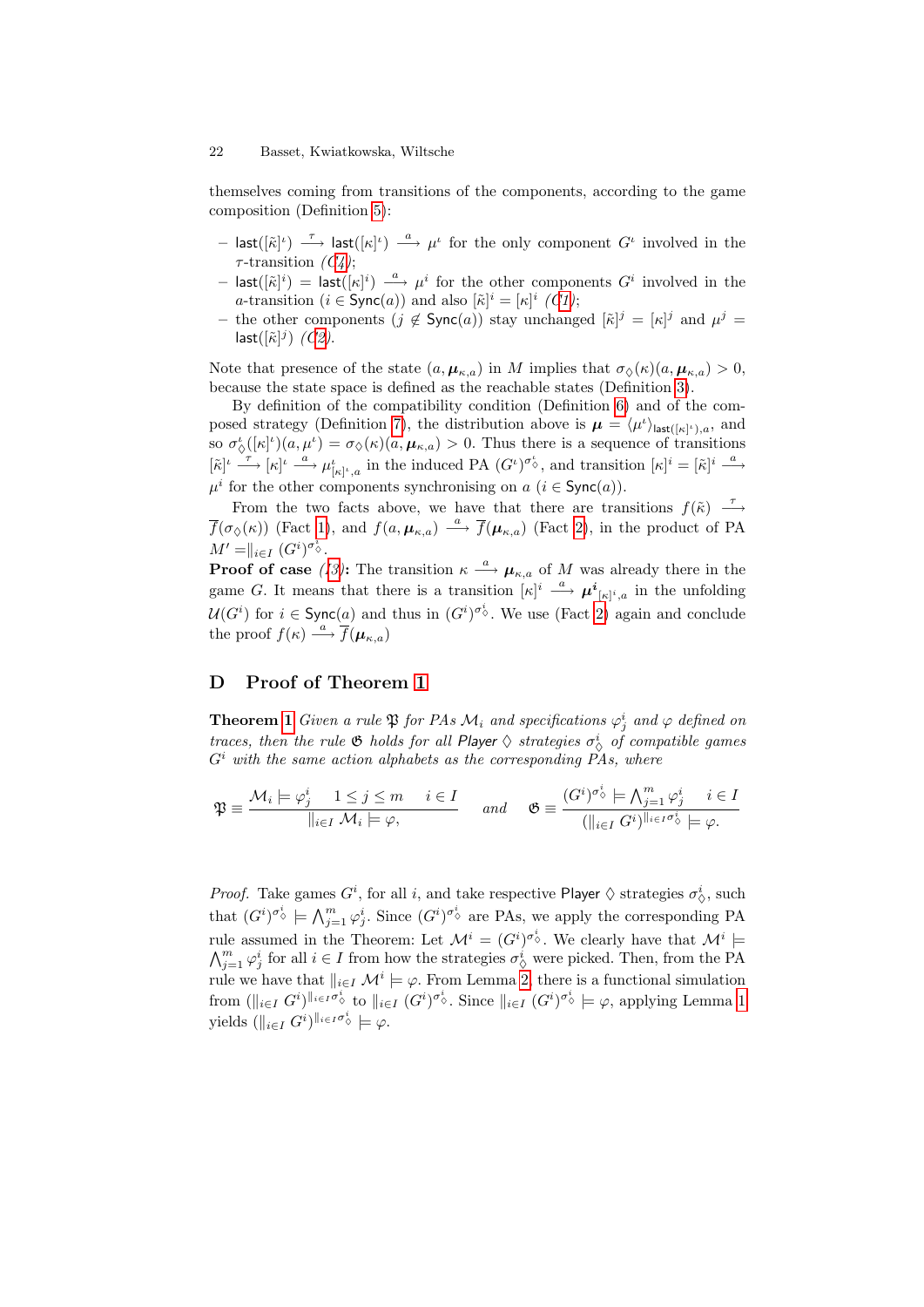themselves coming from transitions of the components, according to the game composition (Definition 5):

- $\mathsf{last}([\tilde{\kappa}]^\iota) \xrightarrow{\tau} \mathsf{last}([\kappa]^\iota) \xrightarrow{a} \mu^\iota$ for the only component $G^\iota$ involved in the $\tau$-transition *(C4)*;
- $\mathsf{last}([\tilde{\kappa}]^i) = \mathsf{last}([\kappa]^i) \xrightarrow{a} \mu^i$ for the other components $G^i$ involved in the $a$-transition ($i \in \mathsf{Sync}(a)$) and also $[\tilde{\kappa}]^i = [\kappa]^i$ *(C1)*;
- the other components ($j \notin \mathsf{Sync}(a)$) stay unchanged $[\tilde{\kappa}]^j = [\kappa]^j$ and $\mu^j = \mathsf{last}([\tilde{\kappa}]^j)$ *(C2)*.

Note that presence of the state $(a, \boldsymbol{\mu}_{\kappa,a})$ in $M$ implies that $\sigma_\Diamond(\kappa)(a, \boldsymbol{\mu}_{\kappa,a}) > 0$, because the state space is defined as the reachable states (Definition 3).

By definition of the compatibility condition (Definition 6) and of the composed strategy (Definition 7), the distribution above is $\boldsymbol{\mu} = \langle \mu^\iota \rangle_{\mathsf{last}([\kappa]^\iota),a}$, and so $\sigma^\iota_\Diamond([\kappa]^\iota)(a, \mu^\iota) = \sigma_\Diamond(\kappa)(a, \boldsymbol{\mu}_{\kappa,a}) > 0$. Thus there is a sequence of transitions $[\tilde{\kappa}]^\iota \xrightarrow{\tau} [\kappa]^\iota \xrightarrow{a} \mu^\iota_{[\kappa]^\iota,a}$ in the induced PA $(G^\iota)^{\sigma^\iota_\Diamond}$, and transition $[\kappa]^i = [\tilde{\kappa}]^i \xrightarrow{a} \mu^i$ for the other components synchronising on $a$ ($i \in \mathsf{Sync}(a)$).

From the two facts above, we have that there are transitions $f(\tilde{\kappa}) \xrightarrow{\tau} \overline{f}(\sigma_\Diamond(\kappa))$ (Fact 1), and $f(a, \boldsymbol{\mu}_{\kappa,a}) \xrightarrow{a} \overline{f}(\boldsymbol{\mu}_{\kappa,a})$ (Fact 2), in the product of PA $M' = \|_{i \in I} (G^i)^{\sigma^i_\Diamond}$.

**Proof of case *(I3)*:** The transition $\kappa \xrightarrow{a} \boldsymbol{\mu}_{\kappa,a}$ of $M$ was already there in the game $G$. It means that there is a transition $[\kappa]^i \xrightarrow{a} \boldsymbol{\mu^i}_{[\kappa]^i,a}$ in the unfolding $\mathcal{U}(G^i)$ for $i \in \mathsf{Sync}(a)$ and thus in $(G^i)^{\sigma^i_\Diamond}$. We use (Fact 2) again and conclude the proof $f(\kappa) \xrightarrow{a} \overline{f}(\boldsymbol{\mu}_{\kappa,a})$

## D Proof of Theorem 1

**Theorem 1** *Given a rule $\mathfrak{P}$ for PAs $\mathcal{M}_i$ and specifications $\varphi^i_j$ and $\varphi$ defined on traces, then the rule $\mathfrak{G}$ holds for all Player $\Diamond$ strategies $\sigma^i_\Diamond$ of compatible games $G^i$ with the same action alphabets as the corresponding PAs, where*

$$\mathfrak{P} \equiv \frac{\mathcal{M}_i \models \varphi^i_j \quad 1 \leq j \leq m \quad i \in I}{\|_{i \in I} \mathcal{M}_i \models \varphi,} \quad \text{and} \quad \mathfrak{G} \equiv \frac{(G^i)^{\sigma^i_\Diamond} \models \bigwedge_{j=1}^m \varphi^i_j \quad i \in I}{(\|_{i \in I} G^i)^{\|_{i \in I} \sigma^i_\Diamond} \models \varphi.}$$

*Proof.* Take games $G^i$, for all $i$, and take respective Player $\Diamond$ strategies $\sigma^i_\Diamond$, such that $(G^i)^{\sigma^i_\Diamond} \models \bigwedge_{j=1}^m \varphi^i_j$. Since $(G^i)^{\sigma^i_\Diamond}$ are PAs, we apply the corresponding PA rule assumed in the Theorem: Let $\mathcal{M}^i = (G^i)^{\sigma^i_\Diamond}$. We clearly have that $\mathcal{M}^i \models \bigwedge_{j=1}^m \varphi^i_j$ for all $i \in I$ from how the strategies $\sigma^i_\Diamond$ were picked. Then, from the PA rule we have that $\|_{i \in I} \mathcal{M}^i \models \varphi$. From Lemma 2, there is a functional simulation from $(\|_{i \in I} G^i)^{\|_{i \in I} \sigma^i_\Diamond}$ to $\|_{i \in I} (G^i)^{\sigma^i_\Diamond}$. Since $\|_{i \in I} (G^i)^{\sigma^i_\Diamond} \models \varphi$, applying Lemma 1 yields $(\|_{i \in I} G^i)^{\|_{i \in I} \sigma^i_\Diamond} \models \varphi$.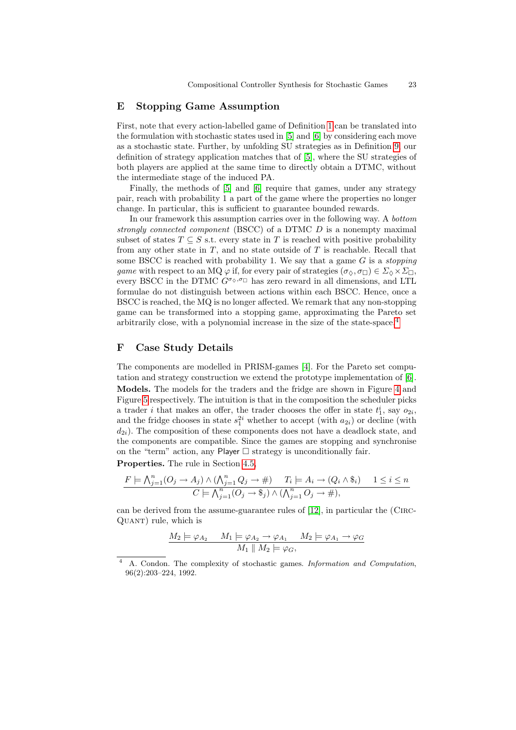## E Stopping Game Assumption

First, note that every action-labelled game of Definition 1 can be translated into the formulation with stochastic states used in [5] and [6] by considering each move as a stochastic state. Further, by unfolding SU strategies as in Definition 9, our definition of strategy application matches that of [5], where the SU strategies of both players are applied at the same time to directly obtain a DTMC, without the intermediate stage of the induced PA.

Finally, the methods of [5] and [6] require that games, under any strategy pair, reach with probability 1 a part of the game where the properties no longer change. In particular, this is sufficient to guarantee bounded rewards.

In our framework this assumption carries over in the following way. A *bottom strongly connected component* (BSCC) of a DTMC $D$ is a nonempty maximal subset of states $T \subseteq S$ s.t. every state in $T$ is reached with positive probability from any other state in $T$, and no state outside of $T$ is reachable. Recall that some BSCC is reached with probability 1. We say that a game $G$ is a *stopping game* with respect to an MQ $\varphi$ if, for every pair of strategies $(\sigma_\Diamond, \sigma_\Box) \in \Sigma_\Diamond \times \Sigma_\Box$, every BSCC in the DTMC $G^{\sigma_\Diamond, \sigma_\Box}$ has zero reward in all dimensions, and LTL formulae do not distinguish between actions within each BSCC. Hence, once a BSCC is reached, the MQ is no longer affected. We remark that any non-stopping game can be transformed into a stopping game, approximating the Pareto set arbitrarily close, with a polynomial increase in the size of the state-space.[4]

## F Case Study Details

The components are modelled in PRISM-games [4]. For the Pareto set computation and strategy construction we extend the prototype implementation of [6].

**Models.** The models for the traders and the fridge are shown in Figure 4 and Figure 5 respectively. The intuition is that in the composition the scheduler picks a trader $i$ that makes an offer, the trader chooses the offer in state $t_1^i$, say $o_{2i}$, and the fridge chooses in state $s_1^{2i}$ whether to accept (with $a_{2i}$) or decline (with $d_{2i}$). The composition of these components does not have a deadlock state, and the components are compatible. Since the games are stopping and synchronise on the "term" action, any Player $\Box$ strategy is unconditionally fair.

**Properties.** The rule in Section 4.5,

$$\frac{F \models \bigwedge_{j=1}^{n}(O_j \to A_j) \wedge (\bigwedge_{j=1}^{n} Q_j \to \#) \qquad T_i \models A_i \to (Q_i \wedge \$_i) \qquad 1 \leq i \leq n}{C \models \bigwedge_{j=1}^{n}(O_j \to \$_j) \wedge (\bigwedge_{j=1}^{n} O_j \to \#),}$$

can be derived from the assume-guarantee rules of [12], in particular the (Circ-Quant) rule, which is

$$\frac{M_2 \models \varphi_{A_2} \qquad M_1 \models \varphi_{A_2} \to \varphi_{A_1} \qquad M_2 \models \varphi_{A_1} \to \varphi_G}{M_1 \parallel M_2 \models \varphi_G,}$$

[4] A. Condon. The complexity of stochastic games. *Information and Computation*, 96(2):203–224, 1992.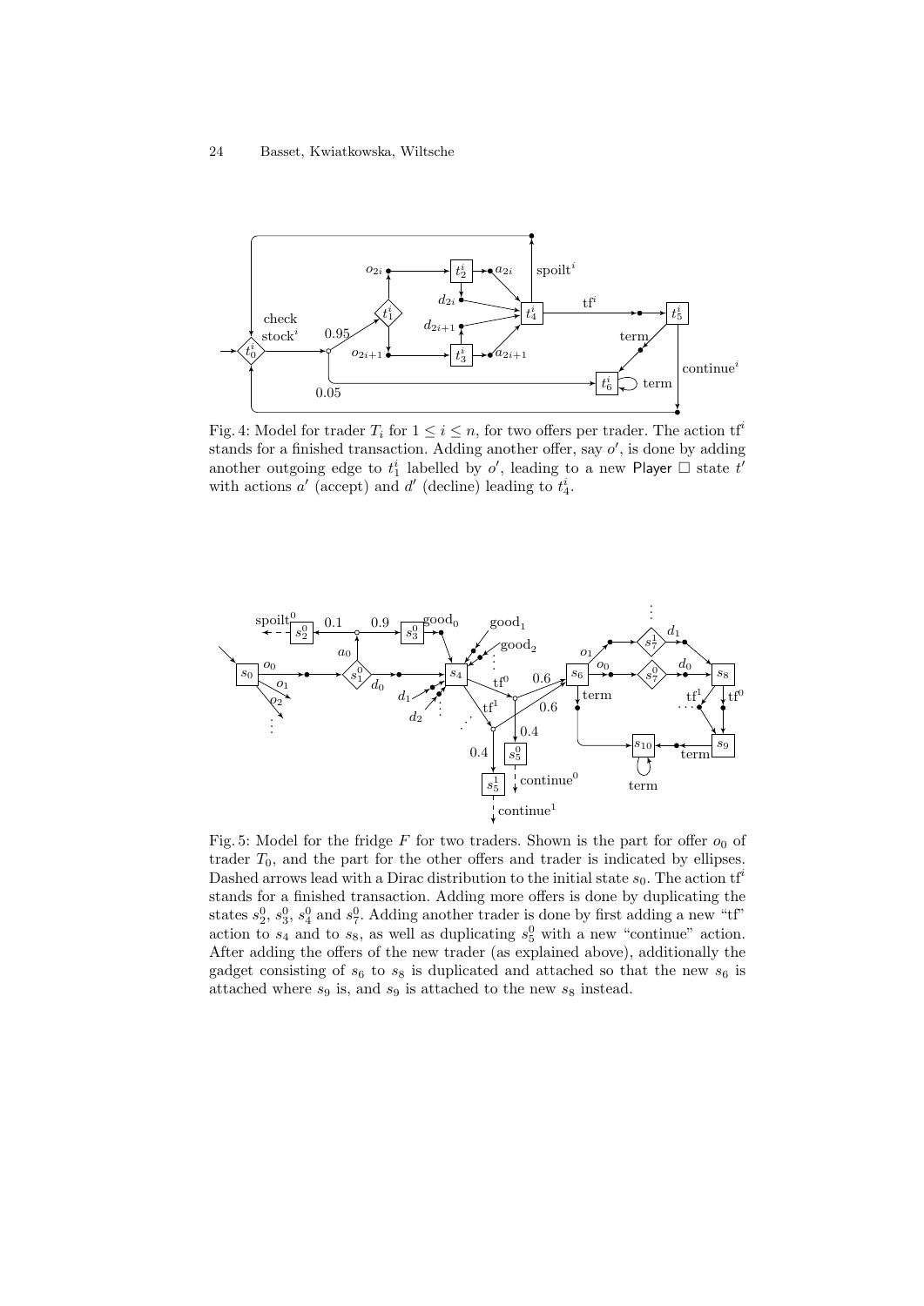Fig. 4: Model for trader $T_i$ for $1 \leq i \leq n$, for two offers per trader. The action $\mathrm{tf}^i$ stands for a finished transaction. Adding another offer, say $o'$, is done by adding another outgoing edge to $t_1^i$ labelled by $o'$, leading to a new Player $\Box$ state $t'$ with actions $a'$ (accept) and $d'$ (decline) leading to $t_4^i$.

Fig. 5: Model for the fridge $F$ for two traders. Shown is the part for offer $o_0$ of trader $T_0$, and the part for the other offers and trader is indicated by ellipses. Dashed arrows lead with a Dirac distribution to the initial state $s_0$. The action $\mathrm{tf}^i$ stands for a finished transaction. Adding more offers is done by duplicating the states $s_2^0$, $s_3^0$, $s_4^0$ and $s_7^0$. Adding another trader is done by first adding a new "tf" action to $s_4$ and to $s_8$, as well as duplicating $s_5^0$ with a new "continue" action. After adding the offers of the new trader (as explained above), additionally the gadget consisting of $s_6$ to $s_8$ is duplicated and attached so that the new $s_6$ is attached where $s_9$ is, and $s_9$ is attached to the new $s_8$ instead.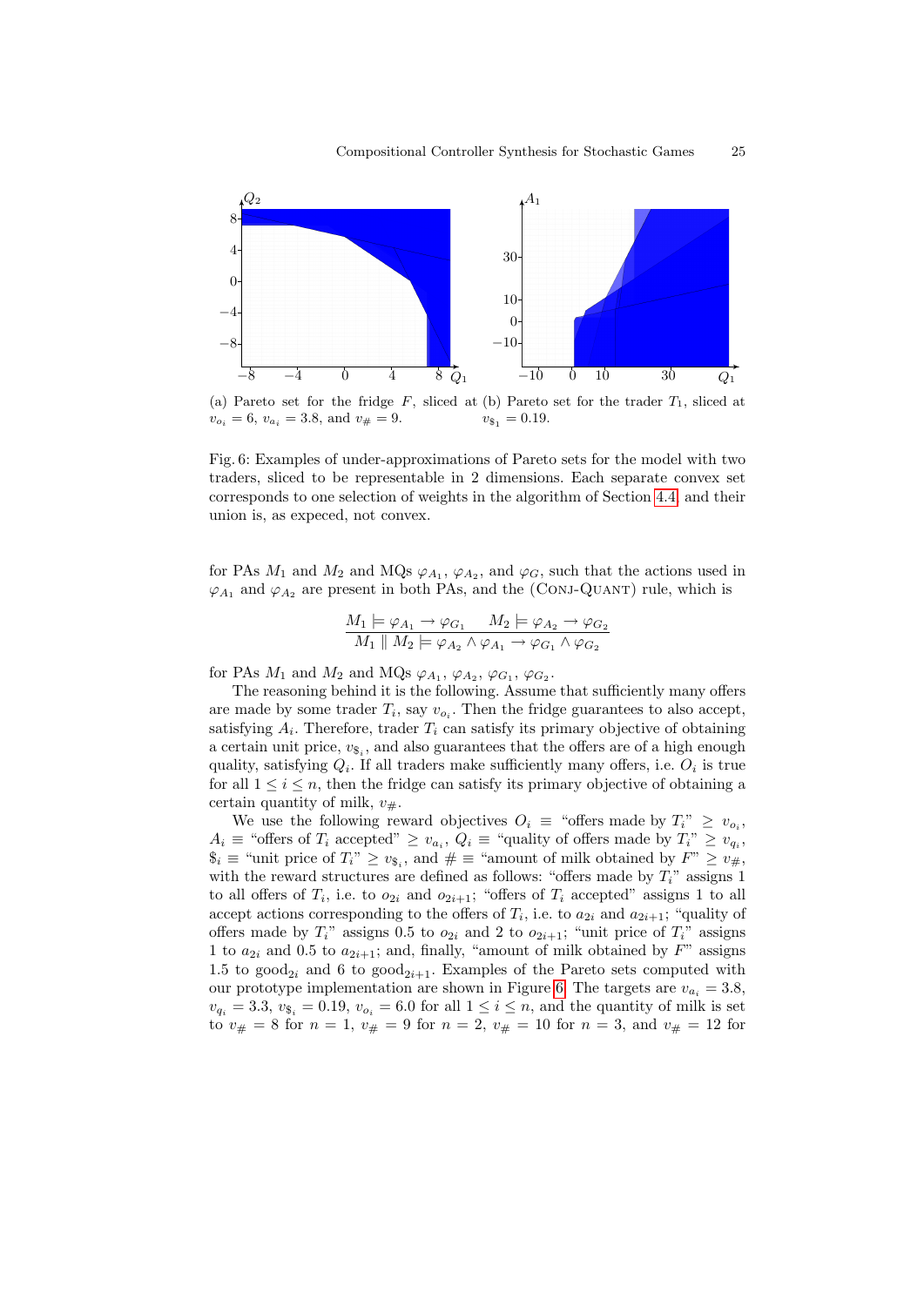(a) Pareto set for the fridge $F$, sliced at $v_{o_i} = 6$, $v_{a_i} = 3.8$, and $v_\# = 9$.

(b) Pareto set for the trader $T_1$, sliced at $v_{\$_1} = 0.19$.

Fig. 6: Examples of under-approximations of Pareto sets for the model with two traders, sliced to be representable in 2 dimensions. Each separate convex set corresponds to one selection of weights in the algorithm of Section 4.4, and their union is, as expeced, not convex.

for PAs $M_1$ and $M_2$ and MQs $\varphi_{A_1}$, $\varphi_{A_2}$, and $\varphi_G$, such that the actions used in $\varphi_{A_1}$ and $\varphi_{A_2}$ are present in both PAs, and the (Conj-Quant) rule, which is

$$\frac{M_1 \models \varphi_{A_1} \rightarrow \varphi_{G_1} \qquad M_2 \models \varphi_{A_2} \rightarrow \varphi_{G_2}}{M_1 \parallel M_2 \models \varphi_{A_2} \wedge \varphi_{A_1} \rightarrow \varphi_{G_1} \wedge \varphi_{G_2}}$$

for PAs $M_1$ and $M_2$ and MQs $\varphi_{A_1}$, $\varphi_{A_2}$, $\varphi_{G_1}$, $\varphi_{G_2}$.

The reasoning behind it is the following. Assume that sufficiently many offers are made by some trader $T_i$, say $v_{o_i}$. Then the fridge guarantees to also accept, satisfying $A_i$. Therefore, trader $T_i$ can satisfy its primary objective of obtaining a certain unit price, $v_{\$_i}$, and also guarantees that the offers are of a high enough quality, satisfying $Q_i$. If all traders make sufficiently many offers, i.e. $O_i$ is true for all $1 \leq i \leq n$, then the fridge can satisfy its primary objective of obtaining a certain quantity of milk, $v_\#$.

We use the following reward objectives $O_i \equiv$ "offers made by $T_i$" $\geq v_{o_i}$, $A_i \equiv$ "offers of $T_i$ accepted" $\geq v_{a_i}$, $Q_i \equiv$ "quality of offers made by $T_i$" $\geq v_{q_i}$, $\$_i \equiv$ "unit price of $T_i$" $\geq v_{\$_i}$, and $\# \equiv$ "amount of milk obtained by $F$" $\geq v_\#$, with the reward structures are defined as follows: "offers made by $T_i$" assigns 1 to all offers of $T_i$, i.e. to $o_{2i}$ and $o_{2i+1}$; "offers of $T_i$ accepted" assigns 1 to all accept actions corresponding to the offers of $T_i$, i.e. to $a_{2i}$ and $a_{2i+1}$; "quality of offers made by $T_i$" assigns 0.5 to $o_{2i}$ and 2 to $o_{2i+1}$; "unit price of $T_i$" assigns 1 to $a_{2i}$ and 0.5 to $a_{2i+1}$; and, finally, "amount of milk obtained by $F$" assigns 1.5 to $\text{good}_{2i}$ and 6 to $\text{good}_{2i+1}$. Examples of the Pareto sets computed with our prototype implementation are shown in Figure 6. The targets are $v_{a_i} = 3.8$, $v_{q_i} = 3.3$, $v_{\$_i} = 0.19$, $v_{o_i} = 6.0$ for all $1 \leq i \leq n$, and the quantity of milk is set to $v_\# = 8$ for $n = 1$, $v_\# = 9$ for $n = 2$, $v_\# = 10$ for $n = 3$, and $v_\# = 12$ for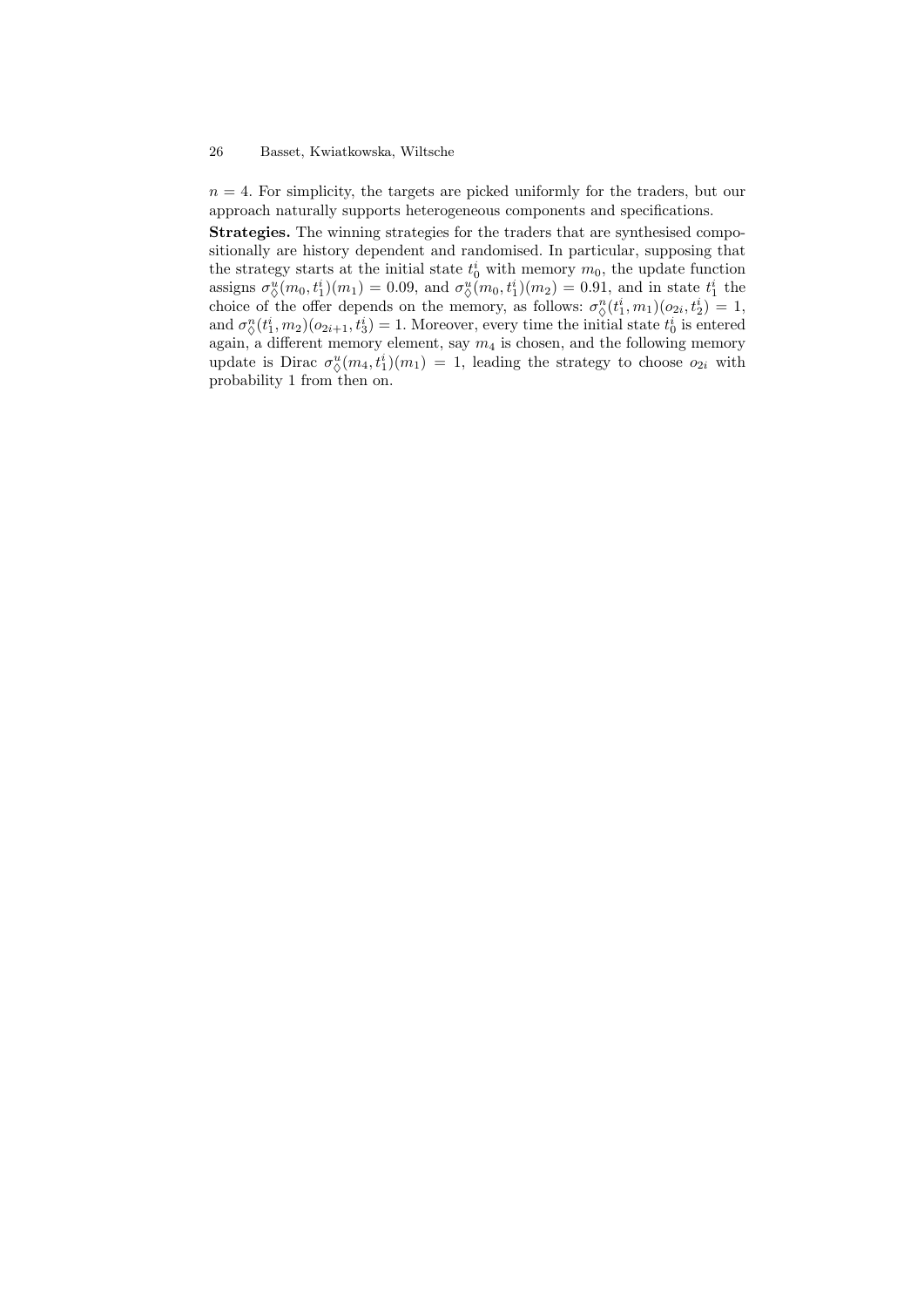$n = 4$. For simplicity, the targets are picked uniformly for the traders, but our approach naturally supports heterogeneous components and specifications.

**Strategies.** The winning strategies for the traders that are synthesised compositionally are history dependent and randomised. In particular, supposing that the strategy starts at the initial state $t_0^i$ with memory $m_0$, the update function assigns $\sigma_\Diamond^u(m_0, t_1^i)(m_1) = 0.09$, and $\sigma_\Diamond^u(m_0, t_1^i)(m_2) = 0.91$, and in state $t_1^i$ the choice of the offer depends on the memory, as follows: $\sigma_\Diamond^n(t_1^i, m_1)(o_{2i}, t_2^i) = 1$, and $\sigma_\Diamond^n(t_1^i, m_2)(o_{2i+1}, t_3^i) = 1$. Moreover, every time the initial state $t_0^i$ is entered again, a different memory element, say $m_4$ is chosen, and the following memory update is Dirac $\sigma_\Diamond^u(m_4, t_1^i)(m_1) = 1$, leading the strategy to choose $o_{2i}$ with probability 1 from then on.